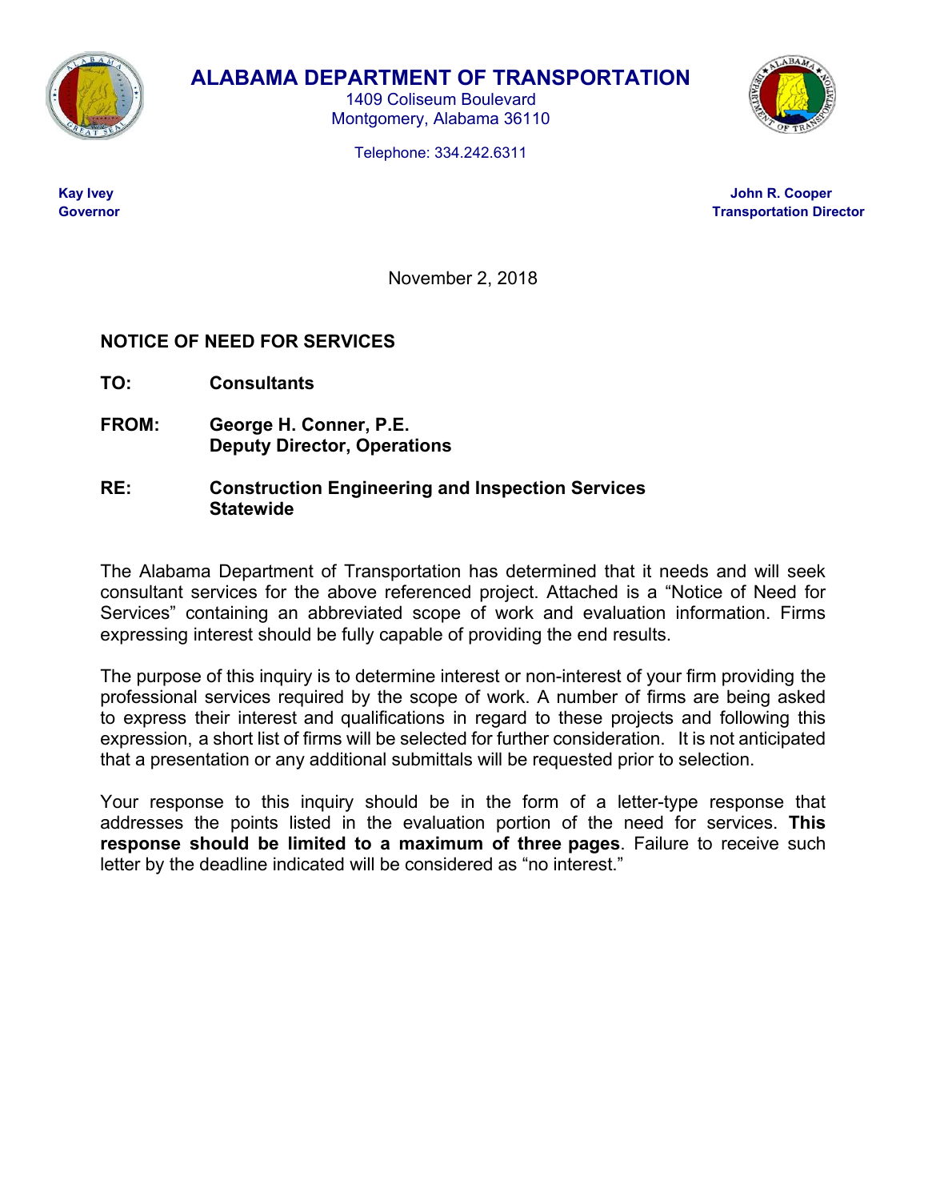# ALABAMA DEPARTMENT OF TRANSPORTATION

1409 Coliseum Boulevard
Montgomery, Alabama 36110

Telephone: 334.242.6311

**Kay Ivey**
**Governor**

**John R. Cooper**
**Transportation Director**

November 2, 2018

**NOTICE OF NEED FOR SERVICES**

**TO:** **Consultants**

**FROM:** **George H. Conner, P.E.**
**Deputy Director, Operations**

**RE:** **Construction Engineering and Inspection Services**
**Statewide**

The Alabama Department of Transportation has determined that it needs and will seek consultant services for the above referenced project. Attached is a "Notice of Need for Services" containing an abbreviated scope of work and evaluation information. Firms expressing interest should be fully capable of providing the end results.

The purpose of this inquiry is to determine interest or non-interest of your firm providing the professional services required by the scope of work. A number of firms are being asked to express their interest and qualifications in regard to these projects and following this expression, a short list of firms will be selected for further consideration. It is not anticipated that a presentation or any additional submittals will be requested prior to selection.

Your response to this inquiry should be in the form of a letter-type response that addresses the points listed in the evaluation portion of the need for services. **This response should be limited to a maximum of three pages**. Failure to receive such letter by the deadline indicated will be considered as "no interest."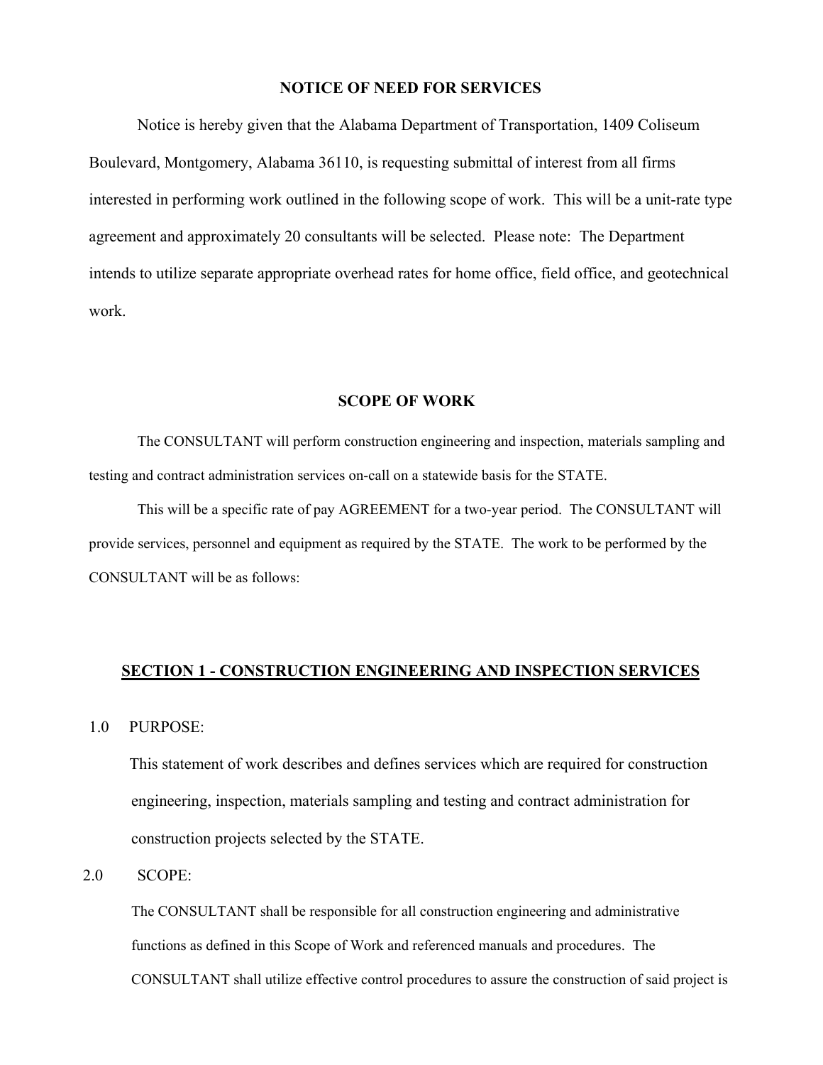## NOTICE OF NEED FOR SERVICES

Notice is hereby given that the Alabama Department of Transportation, 1409 Coliseum Boulevard, Montgomery, Alabama 36110, is requesting submittal of interest from all firms interested in performing work outlined in the following scope of work. This will be a unit-rate type agreement and approximately 20 consultants will be selected. Please note: The Department intends to utilize separate appropriate overhead rates for home office, field office, and geotechnical work.

## SCOPE OF WORK

The CONSULTANT will perform construction engineering and inspection, materials sampling and testing and contract administration services on-call on a statewide basis for the STATE.

This will be a specific rate of pay AGREEMENT for a two-year period. The CONSULTANT will provide services, personnel and equipment as required by the STATE. The work to be performed by the CONSULTANT will be as follows:

### SECTION 1 - CONSTRUCTION ENGINEERING AND INSPECTION SERVICES

1.0 PURPOSE:

This statement of work describes and defines services which are required for construction engineering, inspection, materials sampling and testing and contract administration for construction projects selected by the STATE.

2.0 SCOPE:

The CONSULTANT shall be responsible for all construction engineering and administrative functions as defined in this Scope of Work and referenced manuals and procedures. The CONSULTANT shall utilize effective control procedures to assure the construction of said project is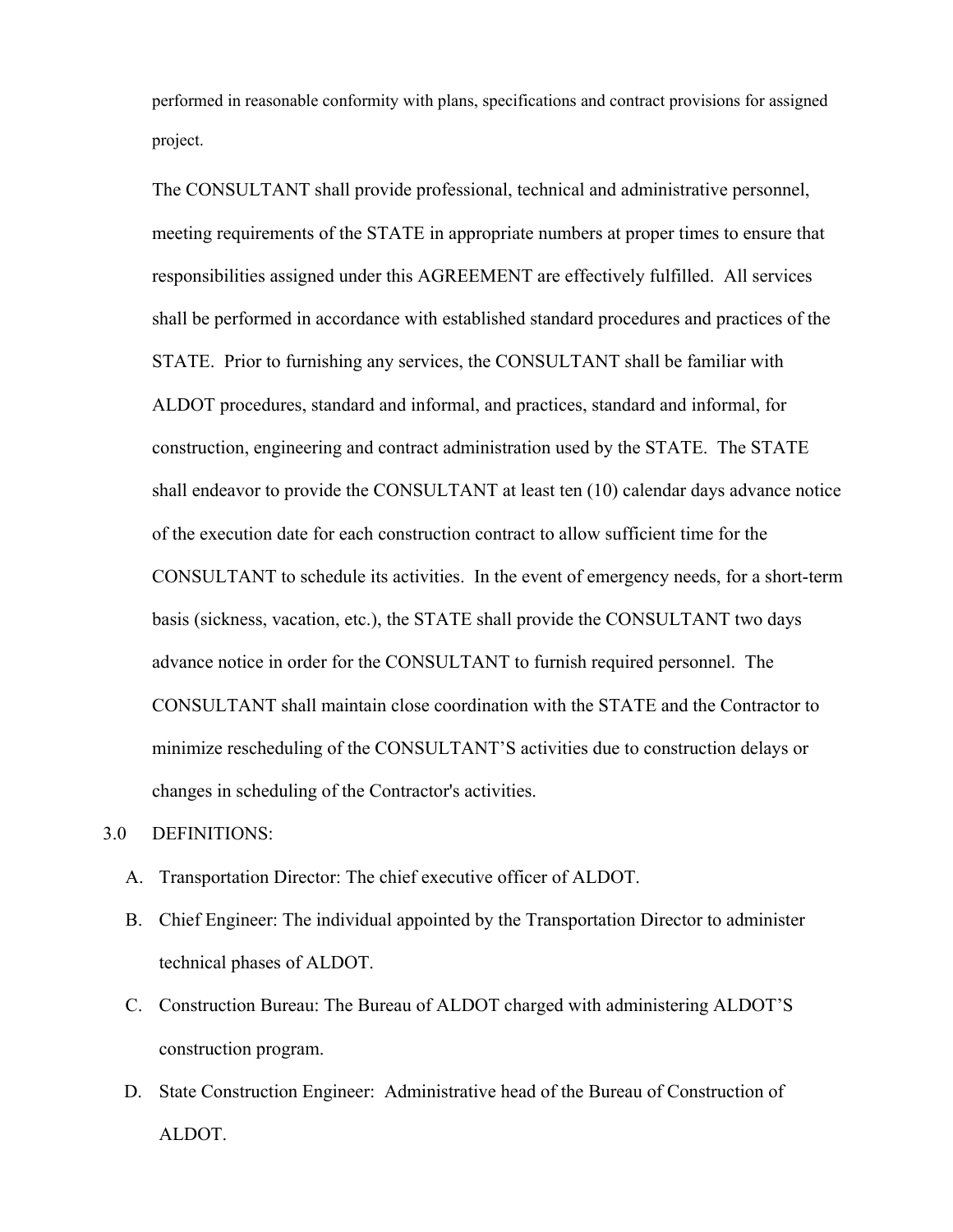performed in reasonable conformity with plans, specifications and contract provisions for assigned project.

The CONSULTANT shall provide professional, technical and administrative personnel, meeting requirements of the STATE in appropriate numbers at proper times to ensure that responsibilities assigned under this AGREEMENT are effectively fulfilled. All services shall be performed in accordance with established standard procedures and practices of the STATE. Prior to furnishing any services, the CONSULTANT shall be familiar with ALDOT procedures, standard and informal, and practices, standard and informal, for construction, engineering and contract administration used by the STATE. The STATE shall endeavor to provide the CONSULTANT at least ten (10) calendar days advance notice of the execution date for each construction contract to allow sufficient time for the CONSULTANT to schedule its activities. In the event of emergency needs, for a short-term basis (sickness, vacation, etc.), the STATE shall provide the CONSULTANT two days advance notice in order for the CONSULTANT to furnish required personnel. The CONSULTANT shall maintain close coordination with the STATE and the Contractor to minimize rescheduling of the CONSULTANT'S activities due to construction delays or changes in scheduling of the Contractor's activities.

3.0 DEFINITIONS:

A. Transportation Director: The chief executive officer of ALDOT.

B. Chief Engineer: The individual appointed by the Transportation Director to administer technical phases of ALDOT.

C. Construction Bureau: The Bureau of ALDOT charged with administering ALDOT'S construction program.

D. State Construction Engineer: Administrative head of the Bureau of Construction of ALDOT.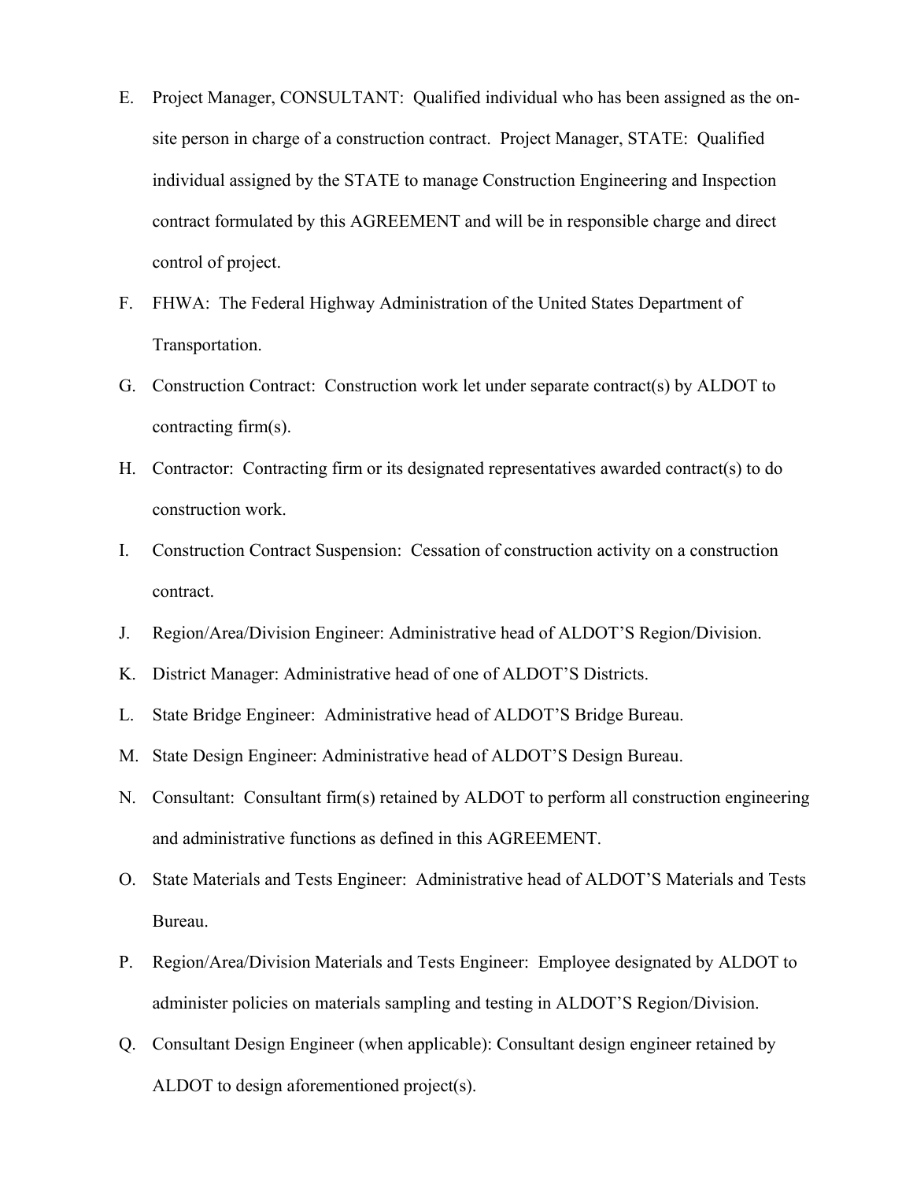E. Project Manager, CONSULTANT: Qualified individual who has been assigned as the on-site person in charge of a construction contract. Project Manager, STATE: Qualified individual assigned by the STATE to manage Construction Engineering and Inspection contract formulated by this AGREEMENT and will be in responsible charge and direct control of project.

F. FHWA: The Federal Highway Administration of the United States Department of Transportation.

G. Construction Contract: Construction work let under separate contract(s) by ALDOT to contracting firm(s).

H. Contractor: Contracting firm or its designated representatives awarded contract(s) to do construction work.

I. Construction Contract Suspension: Cessation of construction activity on a construction contract.

J. Region/Area/Division Engineer: Administrative head of ALDOT'S Region/Division.

K. District Manager: Administrative head of one of ALDOT'S Districts.

L. State Bridge Engineer: Administrative head of ALDOT'S Bridge Bureau.

M. State Design Engineer: Administrative head of ALDOT'S Design Bureau.

N. Consultant: Consultant firm(s) retained by ALDOT to perform all construction engineering and administrative functions as defined in this AGREEMENT.

O. State Materials and Tests Engineer: Administrative head of ALDOT'S Materials and Tests Bureau.

P. Region/Area/Division Materials and Tests Engineer: Employee designated by ALDOT to administer policies on materials sampling and testing in ALDOT'S Region/Division.

Q. Consultant Design Engineer (when applicable): Consultant design engineer retained by ALDOT to design aforementioned project(s).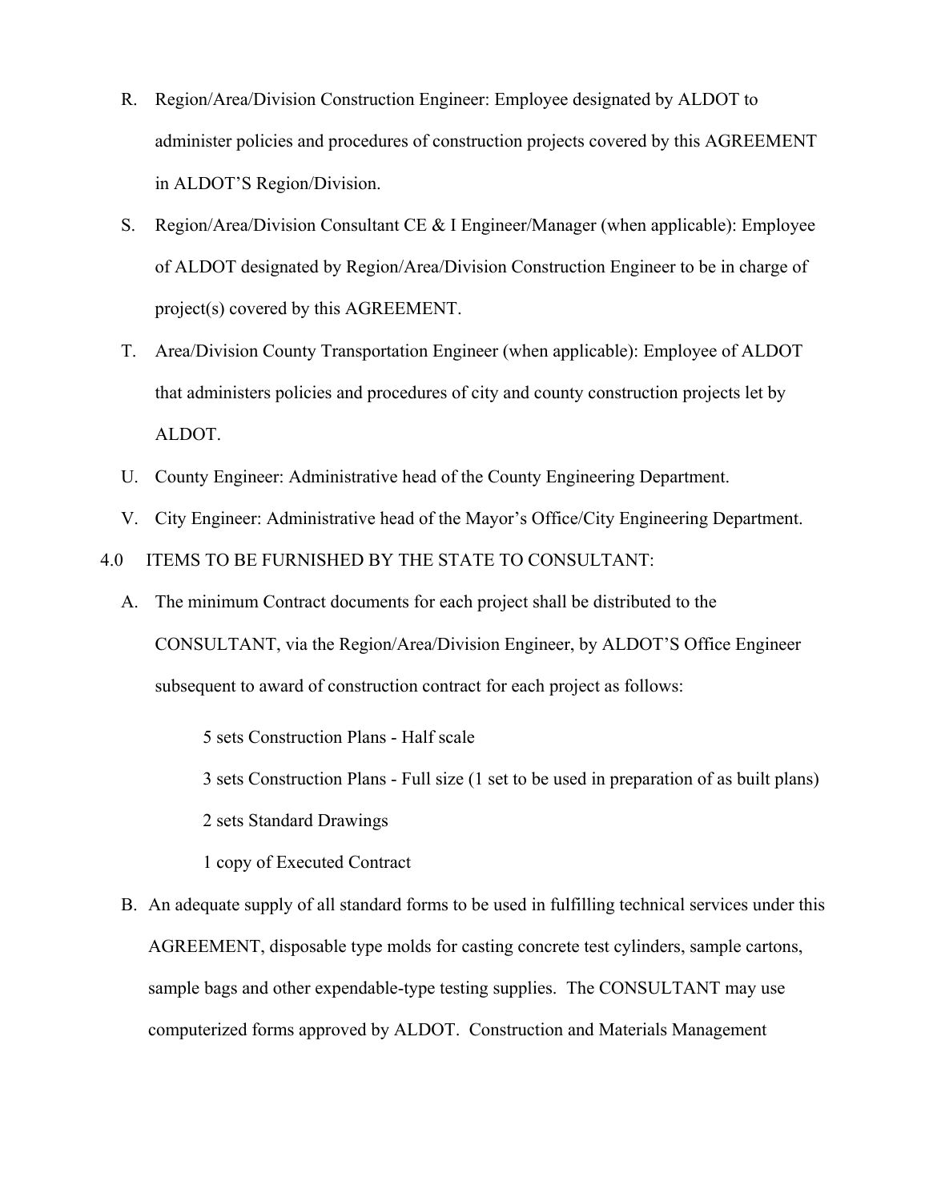R. Region/Area/Division Construction Engineer: Employee designated by ALDOT to administer policies and procedures of construction projects covered by this AGREEMENT in ALDOT'S Region/Division.

S. Region/Area/Division Consultant CE & I Engineer/Manager (when applicable): Employee of ALDOT designated by Region/Area/Division Construction Engineer to be in charge of project(s) covered by this AGREEMENT.

T. Area/Division County Transportation Engineer (when applicable): Employee of ALDOT that administers policies and procedures of city and county construction projects let by ALDOT.

U. County Engineer: Administrative head of the County Engineering Department.

V. City Engineer: Administrative head of the Mayor's Office/City Engineering Department.

4.0 ITEMS TO BE FURNISHED BY THE STATE TO CONSULTANT:

A. The minimum Contract documents for each project shall be distributed to the CONSULTANT, via the Region/Area/Division Engineer, by ALDOT'S Office Engineer subsequent to award of construction contract for each project as follows:

   5 sets Construction Plans - Half scale

   3 sets Construction Plans - Full size (1 set to be used in preparation of as built plans)

   2 sets Standard Drawings

   1 copy of Executed Contract

B. An adequate supply of all standard forms to be used in fulfilling technical services under this AGREEMENT, disposable type molds for casting concrete test cylinders, sample cartons, sample bags and other expendable-type testing supplies. The CONSULTANT may use computerized forms approved by ALDOT. Construction and Materials Management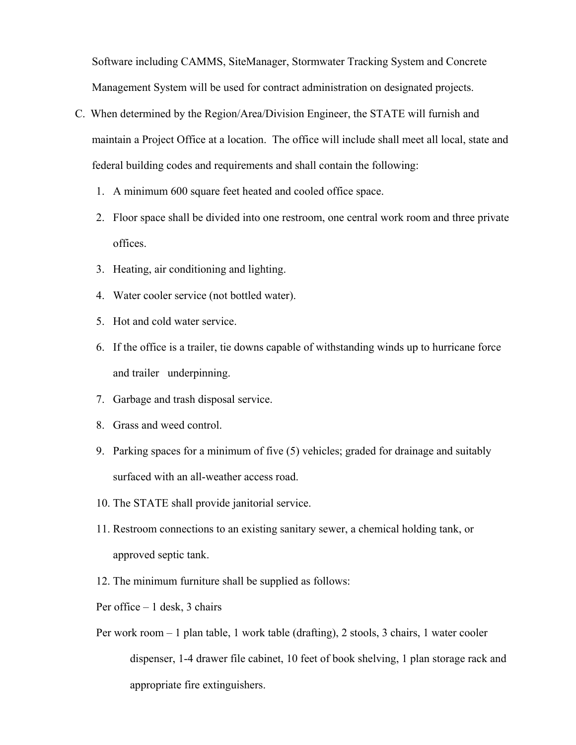Software including CAMMS, SiteManager, Stormwater Tracking System and Concrete Management System will be used for contract administration on designated projects.

C. When determined by the Region/Area/Division Engineer, the STATE will furnish and maintain a Project Office at a location. The office will include shall meet all local, state and federal building codes and requirements and shall contain the following:

1. A minimum 600 square feet heated and cooled office space.
2. Floor space shall be divided into one restroom, one central work room and three private offices.
3. Heating, air conditioning and lighting.
4. Water cooler service (not bottled water).
5. Hot and cold water service.
6. If the office is a trailer, tie downs capable of withstanding winds up to hurricane force and trailer underpinning.
7. Garbage and trash disposal service.
8. Grass and weed control.
9. Parking spaces for a minimum of five (5) vehicles; graded for drainage and suitably surfaced with an all-weather access road.
10. The STATE shall provide janitorial service.
11. Restroom connections to an existing sanitary sewer, a chemical holding tank, or approved septic tank.
12. The minimum furniture shall be supplied as follows:

Per office – 1 desk, 3 chairs

Per work room – 1 plan table, 1 work table (drafting), 2 stools, 3 chairs, 1 water cooler dispenser, 1-4 drawer file cabinet, 10 feet of book shelving, 1 plan storage rack and appropriate fire extinguishers.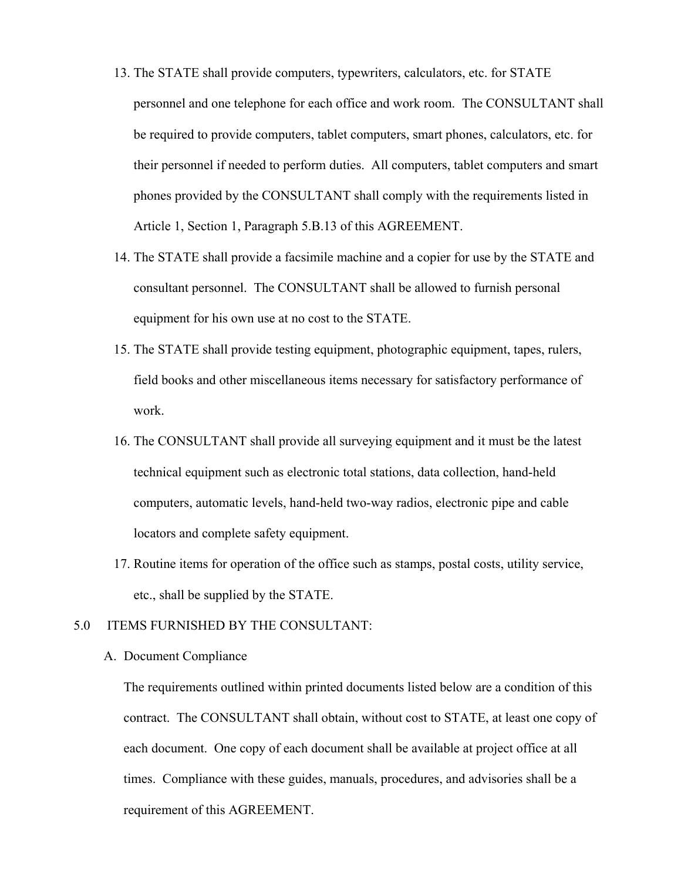13. The STATE shall provide computers, typewriters, calculators, etc. for STATE personnel and one telephone for each office and work room. The CONSULTANT shall be required to provide computers, tablet computers, smart phones, calculators, etc. for their personnel if needed to perform duties. All computers, tablet computers and smart phones provided by the CONSULTANT shall comply with the requirements listed in Article 1, Section 1, Paragraph 5.B.13 of this AGREEMENT.
14. The STATE shall provide a facsimile machine and a copier for use by the STATE and consultant personnel. The CONSULTANT shall be allowed to furnish personal equipment for his own use at no cost to the STATE.
15. The STATE shall provide testing equipment, photographic equipment, tapes, rulers, field books and other miscellaneous items necessary for satisfactory performance of work.
16. The CONSULTANT shall provide all surveying equipment and it must be the latest technical equipment such as electronic total stations, data collection, hand-held computers, automatic levels, hand-held two-way radios, electronic pipe and cable locators and complete safety equipment.
17. Routine items for operation of the office such as stamps, postal costs, utility service, etc., shall be supplied by the STATE.

5.0 ITEMS FURNISHED BY THE CONSULTANT:

A. Document Compliance

The requirements outlined within printed documents listed below are a condition of this contract. The CONSULTANT shall obtain, without cost to STATE, at least one copy of each document. One copy of each document shall be available at project office at all times. Compliance with these guides, manuals, procedures, and advisories shall be a requirement of this AGREEMENT.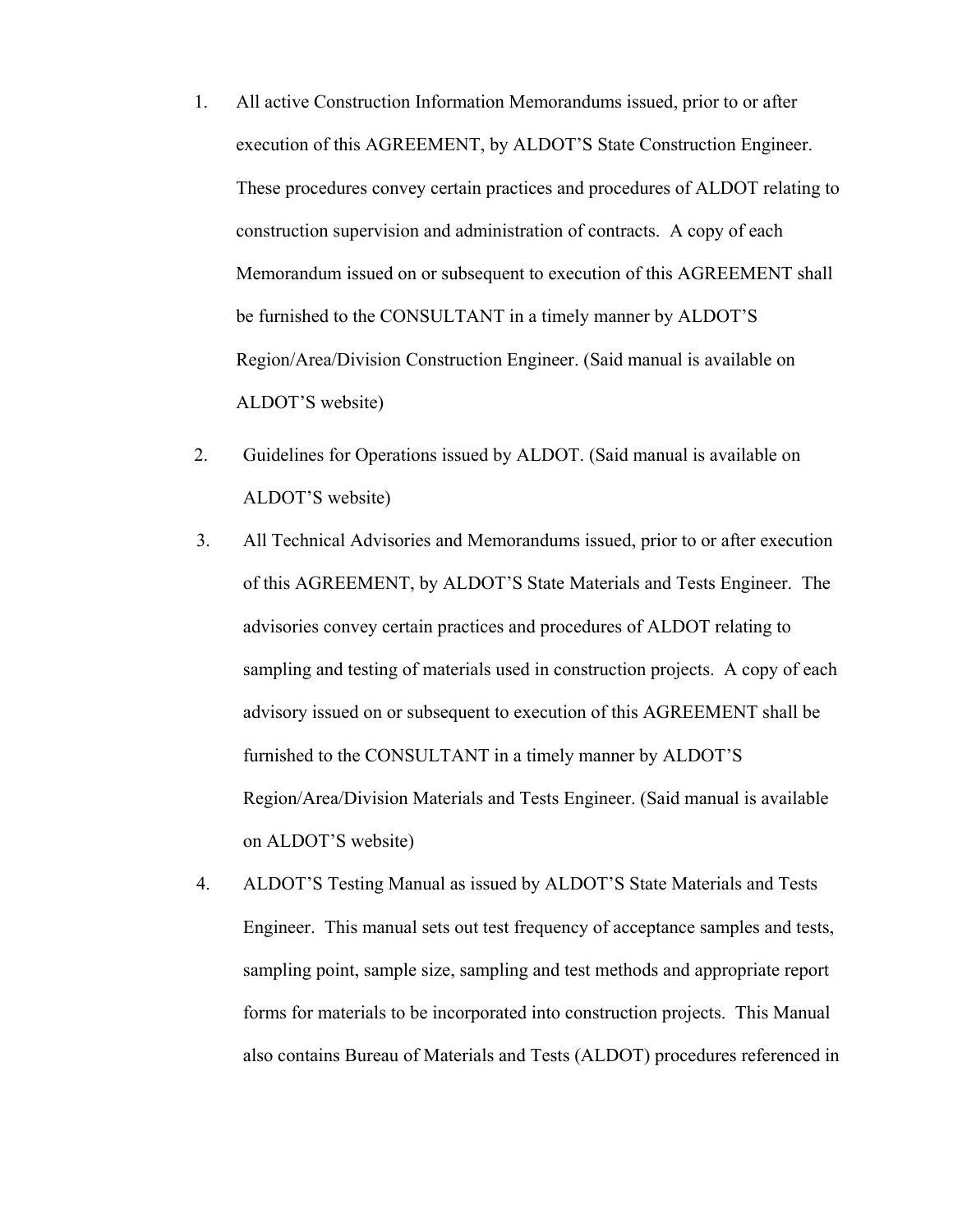1. All active Construction Information Memorandums issued, prior to or after execution of this AGREEMENT, by ALDOT'S State Construction Engineer. These procedures convey certain practices and procedures of ALDOT relating to construction supervision and administration of contracts. A copy of each Memorandum issued on or subsequent to execution of this AGREEMENT shall be furnished to the CONSULTANT in a timely manner by ALDOT'S Region/Area/Division Construction Engineer. (Said manual is available on ALDOT'S website)

2. Guidelines for Operations issued by ALDOT. (Said manual is available on ALDOT'S website)

3. All Technical Advisories and Memorandums issued, prior to or after execution of this AGREEMENT, by ALDOT'S State Materials and Tests Engineer. The advisories convey certain practices and procedures of ALDOT relating to sampling and testing of materials used in construction projects. A copy of each advisory issued on or subsequent to execution of this AGREEMENT shall be furnished to the CONSULTANT in a timely manner by ALDOT'S Region/Area/Division Materials and Tests Engineer. (Said manual is available on ALDOT'S website)

4. ALDOT'S Testing Manual as issued by ALDOT'S State Materials and Tests Engineer. This manual sets out test frequency of acceptance samples and tests, sampling point, sample size, sampling and test methods and appropriate report forms for materials to be incorporated into construction projects. This Manual also contains Bureau of Materials and Tests (ALDOT) procedures referenced in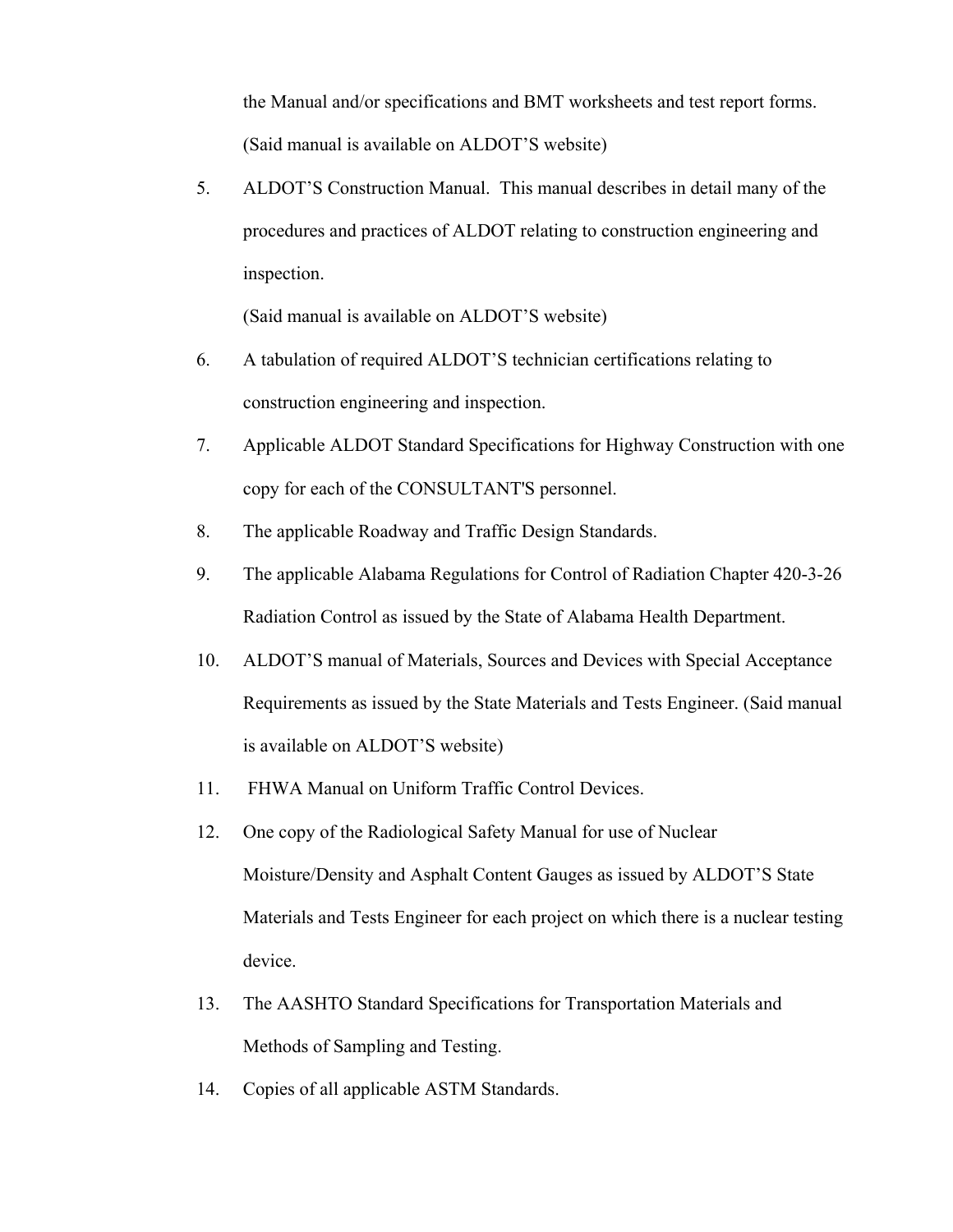the Manual and/or specifications and BMT worksheets and test report forms. (Said manual is available on ALDOT'S website)

5. ALDOT'S Construction Manual. This manual describes in detail many of the procedures and practices of ALDOT relating to construction engineering and inspection.

   (Said manual is available on ALDOT'S website)

6. A tabulation of required ALDOT'S technician certifications relating to construction engineering and inspection.

7. Applicable ALDOT Standard Specifications for Highway Construction with one copy for each of the CONSULTANT'S personnel.

8. The applicable Roadway and Traffic Design Standards.

9. The applicable Alabama Regulations for Control of Radiation Chapter 420-3-26 Radiation Control as issued by the State of Alabama Health Department.

10. ALDOT'S manual of Materials, Sources and Devices with Special Acceptance Requirements as issued by the State Materials and Tests Engineer. (Said manual is available on ALDOT'S website)

11. FHWA Manual on Uniform Traffic Control Devices.

12. One copy of the Radiological Safety Manual for use of Nuclear Moisture/Density and Asphalt Content Gauges as issued by ALDOT'S State Materials and Tests Engineer for each project on which there is a nuclear testing device.

13. The AASHTO Standard Specifications for Transportation Materials and Methods of Sampling and Testing.

14. Copies of all applicable ASTM Standards.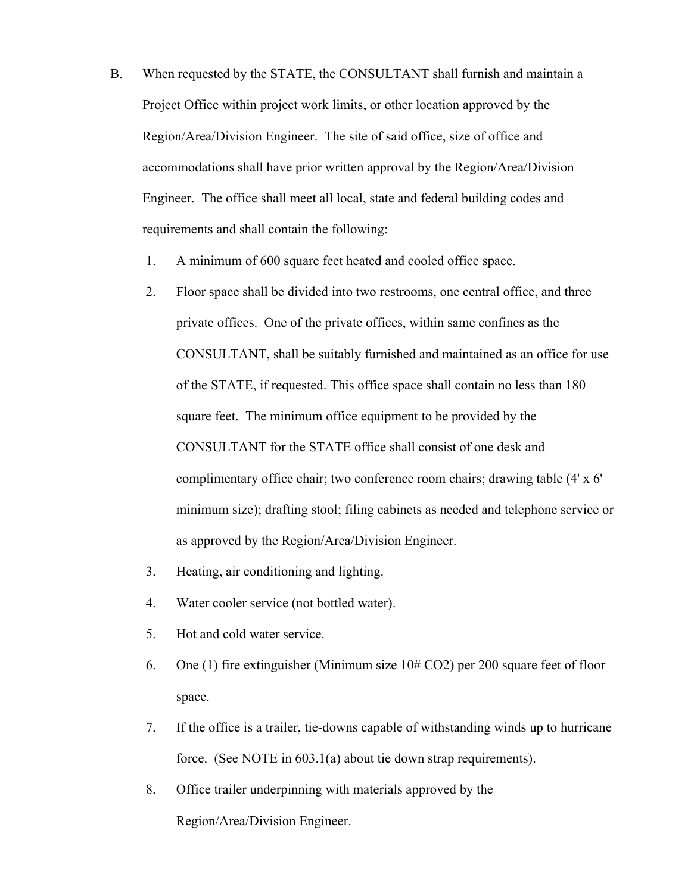B. When requested by the STATE, the CONSULTANT shall furnish and maintain a Project Office within project work limits, or other location approved by the Region/Area/Division Engineer. The site of said office, size of office and accommodations shall have prior written approval by the Region/Area/Division Engineer. The office shall meet all local, state and federal building codes and requirements and shall contain the following:

1. A minimum of 600 square feet heated and cooled office space.
2. Floor space shall be divided into two restrooms, one central office, and three private offices. One of the private offices, within same confines as the CONSULTANT, shall be suitably furnished and maintained as an office for use of the STATE, if requested. This office space shall contain no less than 180 square feet. The minimum office equipment to be provided by the CONSULTANT for the STATE office shall consist of one desk and complimentary office chair; two conference room chairs; drawing table (4' x 6' minimum size); drafting stool; filing cabinets as needed and telephone service or as approved by the Region/Area/Division Engineer.
3. Heating, air conditioning and lighting.
4. Water cooler service (not bottled water).
5. Hot and cold water service.
6. One (1) fire extinguisher (Minimum size 10# $CO_2$) per 200 square feet of floor space.
7. If the office is a trailer, tie-downs capable of withstanding winds up to hurricane force. (See NOTE in 603.1(a) about tie down strap requirements).
8. Office trailer underpinning with materials approved by the Region/Area/Division Engineer.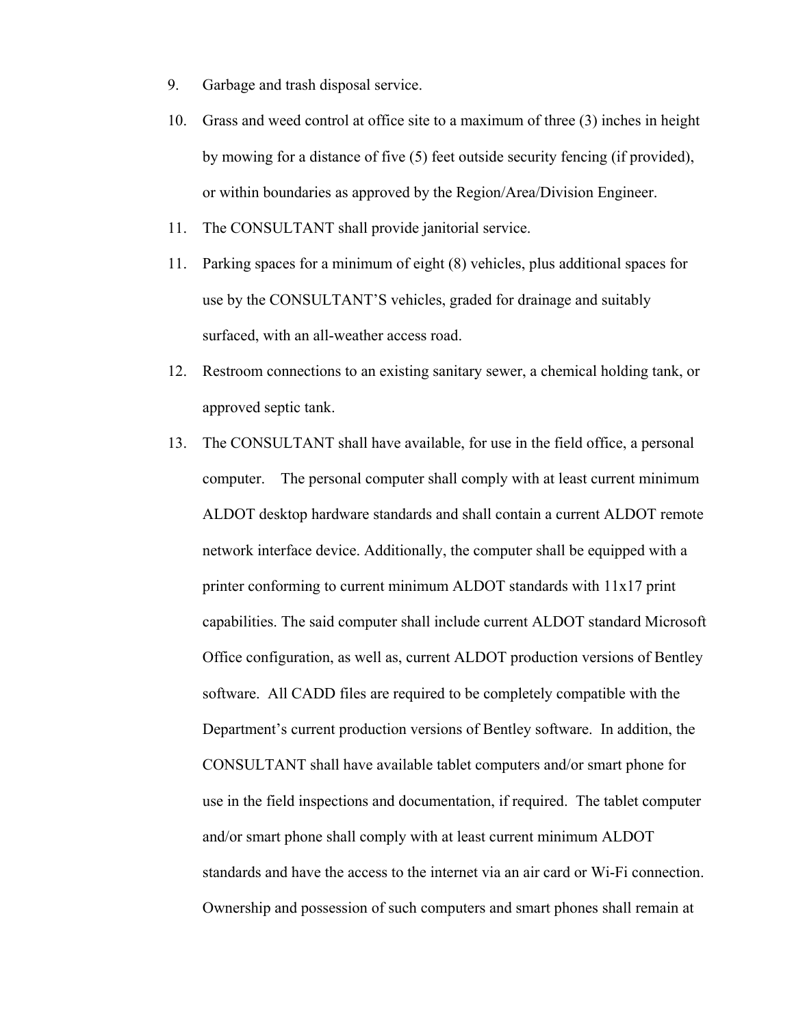9. Garbage and trash disposal service.
10. Grass and weed control at office site to a maximum of three (3) inches in height by mowing for a distance of five (5) feet outside security fencing (if provided), or within boundaries as approved by the Region/Area/Division Engineer.
11. The CONSULTANT shall provide janitorial service.
11. Parking spaces for a minimum of eight (8) vehicles, plus additional spaces for use by the CONSULTANT'S vehicles, graded for drainage and suitably surfaced, with an all-weather access road.
12. Restroom connections to an existing sanitary sewer, a chemical holding tank, or approved septic tank.
13. The CONSULTANT shall have available, for use in the field office, a personal computer. The personal computer shall comply with at least current minimum ALDOT desktop hardware standards and shall contain a current ALDOT remote network interface device. Additionally, the computer shall be equipped with a printer conforming to current minimum ALDOT standards with 11x17 print capabilities. The said computer shall include current ALDOT standard Microsoft Office configuration, as well as, current ALDOT production versions of Bentley software. All CADD files are required to be completely compatible with the Department's current production versions of Bentley software. In addition, the CONSULTANT shall have available tablet computers and/or smart phone for use in the field inspections and documentation, if required. The tablet computer and/or smart phone shall comply with at least current minimum ALDOT standards and have the access to the internet via an air card or Wi-Fi connection. Ownership and possession of such computers and smart phones shall remain at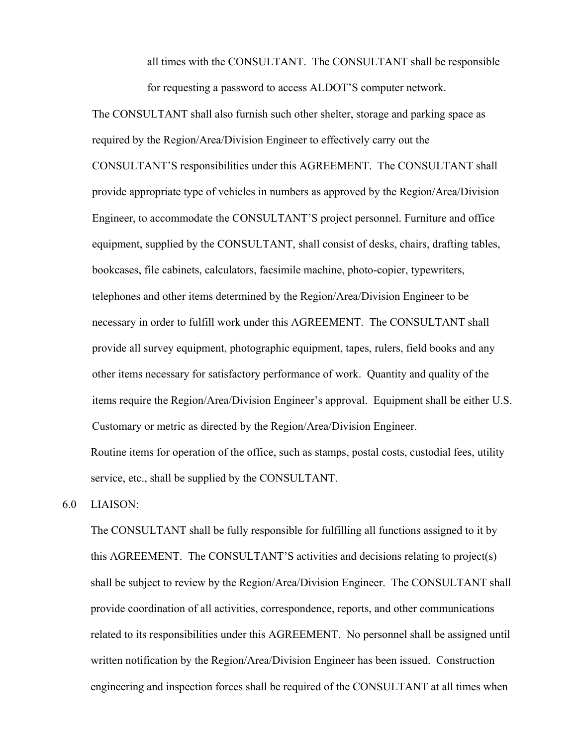all times with the CONSULTANT. The CONSULTANT shall be responsible for requesting a password to access ALDOT'S computer network.

The CONSULTANT shall also furnish such other shelter, storage and parking space as required by the Region/Area/Division Engineer to effectively carry out the CONSULTANT'S responsibilities under this AGREEMENT. The CONSULTANT shall provide appropriate type of vehicles in numbers as approved by the Region/Area/Division Engineer, to accommodate the CONSULTANT'S project personnel. Furniture and office equipment, supplied by the CONSULTANT, shall consist of desks, chairs, drafting tables, bookcases, file cabinets, calculators, facsimile machine, photo-copier, typewriters, telephones and other items determined by the Region/Area/Division Engineer to be necessary in order to fulfill work under this AGREEMENT. The CONSULTANT shall provide all survey equipment, photographic equipment, tapes, rulers, field books and any other items necessary for satisfactory performance of work. Quantity and quality of the items require the Region/Area/Division Engineer's approval. Equipment shall be either U.S. Customary or metric as directed by the Region/Area/Division Engineer.

Routine items for operation of the office, such as stamps, postal costs, custodial fees, utility service, etc., shall be supplied by the CONSULTANT.

6.0 LIAISON:

The CONSULTANT shall be fully responsible for fulfilling all functions assigned to it by this AGREEMENT. The CONSULTANT'S activities and decisions relating to project(s) shall be subject to review by the Region/Area/Division Engineer. The CONSULTANT shall provide coordination of all activities, correspondence, reports, and other communications related to its responsibilities under this AGREEMENT. No personnel shall be assigned until written notification by the Region/Area/Division Engineer has been issued. Construction engineering and inspection forces shall be required of the CONSULTANT at all times when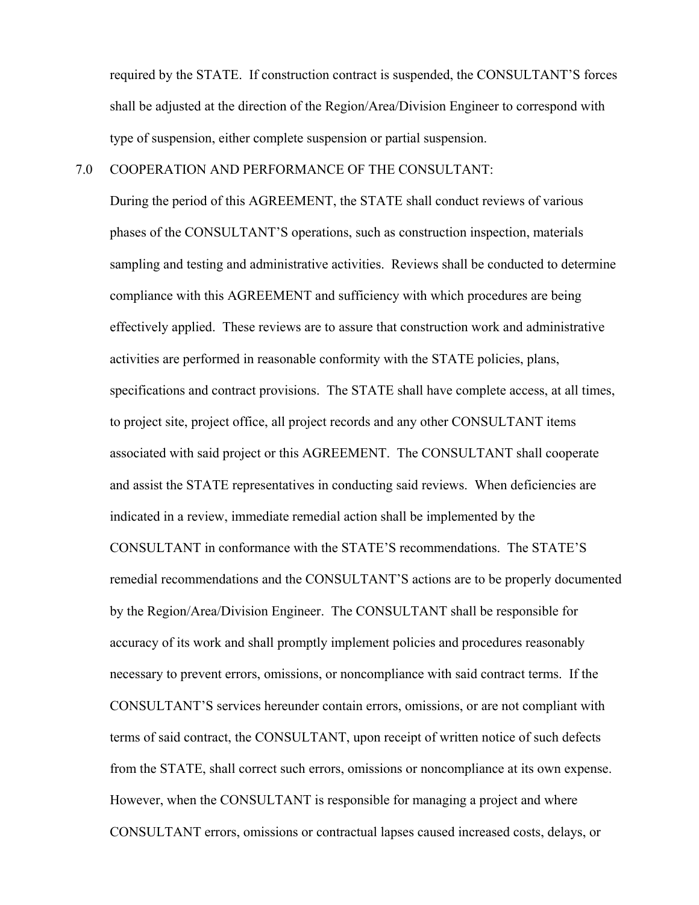required by the STATE. If construction contract is suspended, the CONSULTANT'S forces shall be adjusted at the direction of the Region/Area/Division Engineer to correspond with type of suspension, either complete suspension or partial suspension.

## 7.0 COOPERATION AND PERFORMANCE OF THE CONSULTANT:

During the period of this AGREEMENT, the STATE shall conduct reviews of various phases of the CONSULTANT'S operations, such as construction inspection, materials sampling and testing and administrative activities. Reviews shall be conducted to determine compliance with this AGREEMENT and sufficiency with which procedures are being effectively applied. These reviews are to assure that construction work and administrative activities are performed in reasonable conformity with the STATE policies, plans, specifications and contract provisions. The STATE shall have complete access, at all times, to project site, project office, all project records and any other CONSULTANT items associated with said project or this AGREEMENT. The CONSULTANT shall cooperate and assist the STATE representatives in conducting said reviews. When deficiencies are indicated in a review, immediate remedial action shall be implemented by the CONSULTANT in conformance with the STATE'S recommendations. The STATE'S remedial recommendations and the CONSULTANT'S actions are to be properly documented by the Region/Area/Division Engineer. The CONSULTANT shall be responsible for accuracy of its work and shall promptly implement policies and procedures reasonably necessary to prevent errors, omissions, or noncompliance with said contract terms. If the CONSULTANT'S services hereunder contain errors, omissions, or are not compliant with terms of said contract, the CONSULTANT, upon receipt of written notice of such defects from the STATE, shall correct such errors, omissions or noncompliance at its own expense. However, when the CONSULTANT is responsible for managing a project and where CONSULTANT errors, omissions or contractual lapses caused increased costs, delays, or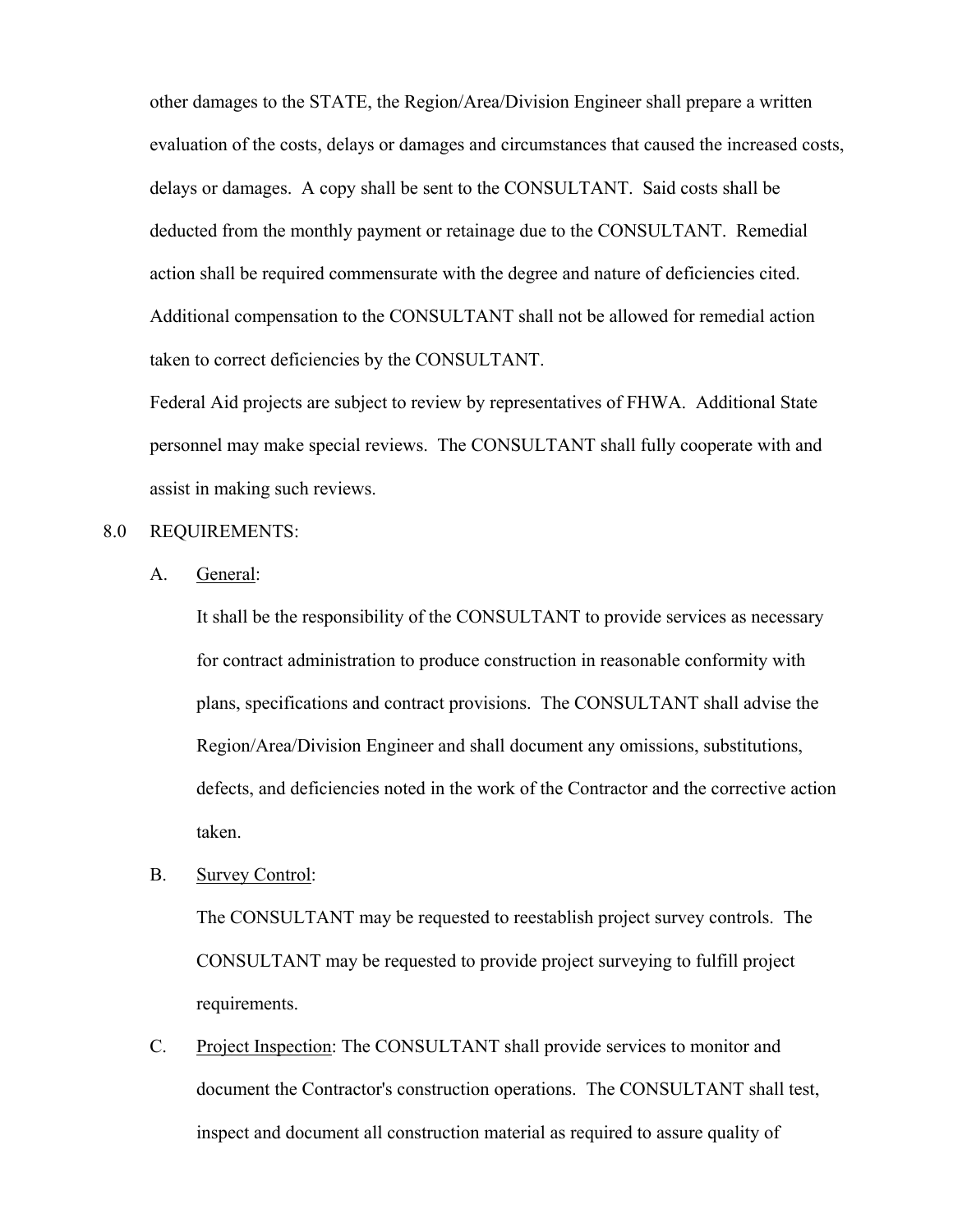other damages to the STATE, the Region/Area/Division Engineer shall prepare a written evaluation of the costs, delays or damages and circumstances that caused the increased costs, delays or damages. A copy shall be sent to the CONSULTANT. Said costs shall be deducted from the monthly payment or retainage due to the CONSULTANT. Remedial action shall be required commensurate with the degree and nature of deficiencies cited. Additional compensation to the CONSULTANT shall not be allowed for remedial action taken to correct deficiencies by the CONSULTANT.

Federal Aid projects are subject to review by representatives of FHWA. Additional State personnel may make special reviews. The CONSULTANT shall fully cooperate with and assist in making such reviews.

8.0 REQUIREMENTS:

A. General:

It shall be the responsibility of the CONSULTANT to provide services as necessary for contract administration to produce construction in reasonable conformity with plans, specifications and contract provisions. The CONSULTANT shall advise the Region/Area/Division Engineer and shall document any omissions, substitutions, defects, and deficiencies noted in the work of the Contractor and the corrective action taken.

B. Survey Control:

The CONSULTANT may be requested to reestablish project survey controls. The CONSULTANT may be requested to provide project surveying to fulfill project requirements.

C. Project Inspection: The CONSULTANT shall provide services to monitor and document the Contractor's construction operations. The CONSULTANT shall test, inspect and document all construction material as required to assure quality of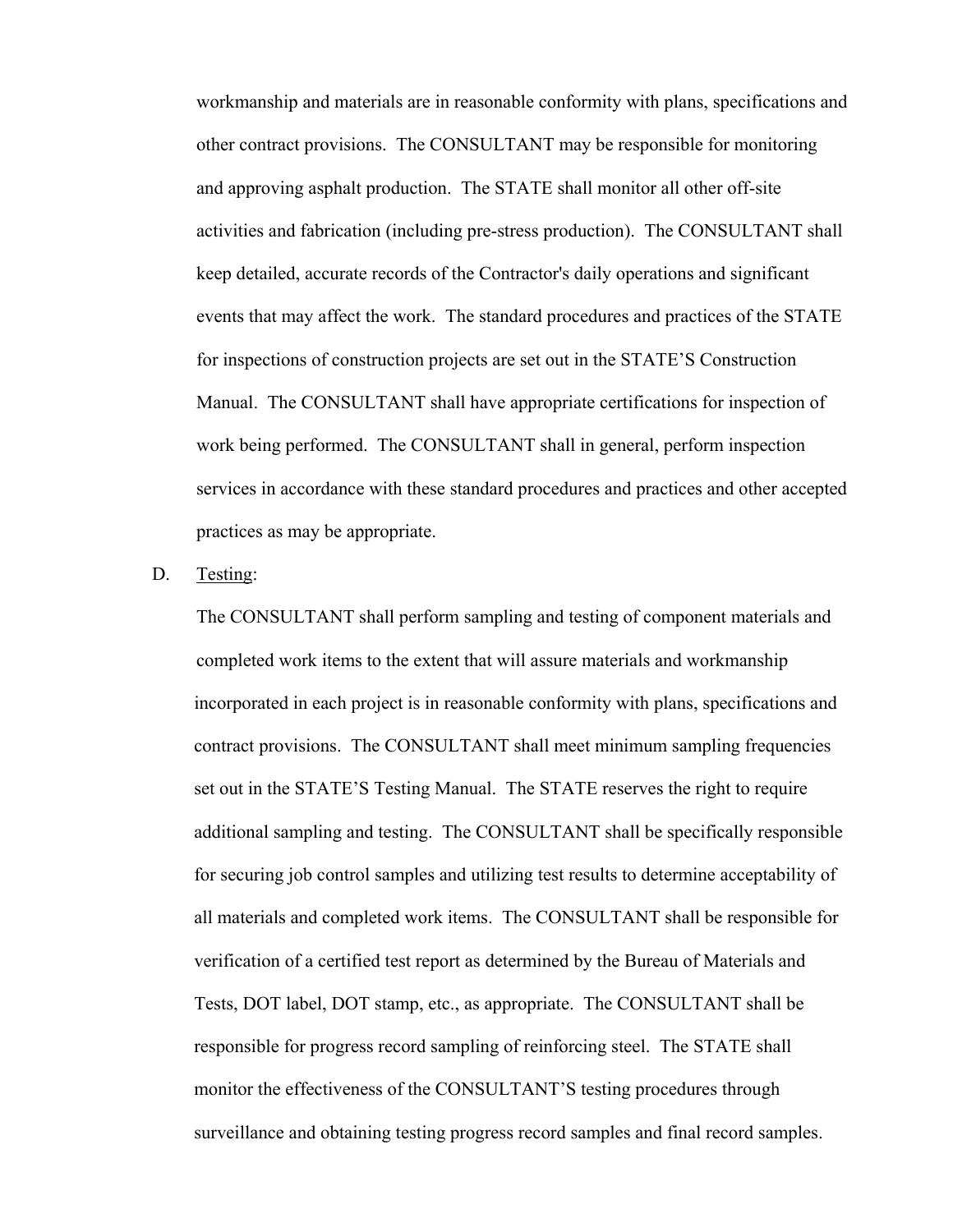workmanship and materials are in reasonable conformity with plans, specifications and other contract provisions. The CONSULTANT may be responsible for monitoring and approving asphalt production. The STATE shall monitor all other off-site activities and fabrication (including pre-stress production). The CONSULTANT shall keep detailed, accurate records of the Contractor's daily operations and significant events that may affect the work. The standard procedures and practices of the STATE for inspections of construction projects are set out in the STATE'S Construction Manual. The CONSULTANT shall have appropriate certifications for inspection of work being performed. The CONSULTANT shall in general, perform inspection services in accordance with these standard procedures and practices and other accepted practices as may be appropriate.

D. Testing:

The CONSULTANT shall perform sampling and testing of component materials and completed work items to the extent that will assure materials and workmanship incorporated in each project is in reasonable conformity with plans, specifications and contract provisions. The CONSULTANT shall meet minimum sampling frequencies set out in the STATE'S Testing Manual. The STATE reserves the right to require additional sampling and testing. The CONSULTANT shall be specifically responsible for securing job control samples and utilizing test results to determine acceptability of all materials and completed work items. The CONSULTANT shall be responsible for verification of a certified test report as determined by the Bureau of Materials and Tests, DOT label, DOT stamp, etc., as appropriate. The CONSULTANT shall be responsible for progress record sampling of reinforcing steel. The STATE shall monitor the effectiveness of the CONSULTANT'S testing procedures through surveillance and obtaining testing progress record samples and final record samples.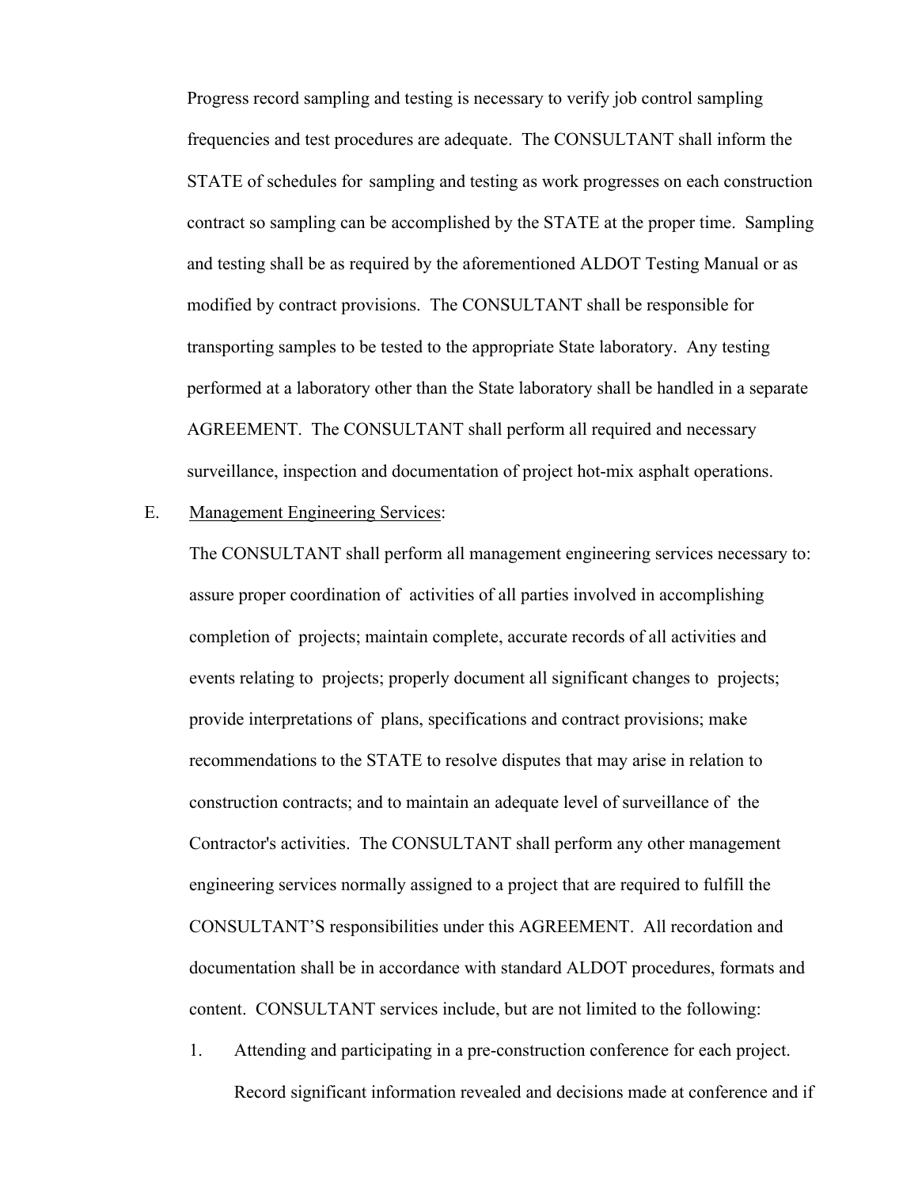Progress record sampling and testing is necessary to verify job control sampling frequencies and test procedures are adequate. The CONSULTANT shall inform the STATE of schedules for sampling and testing as work progresses on each construction contract so sampling can be accomplished by the STATE at the proper time. Sampling and testing shall be as required by the aforementioned ALDOT Testing Manual or as modified by contract provisions. The CONSULTANT shall be responsible for transporting samples to be tested to the appropriate State laboratory. Any testing performed at a laboratory other than the State laboratory shall be handled in a separate AGREEMENT. The CONSULTANT shall perform all required and necessary surveillance, inspection and documentation of project hot-mix asphalt operations.

E. Management Engineering Services:

The CONSULTANT shall perform all management engineering services necessary to: assure proper coordination of activities of all parties involved in accomplishing completion of projects; maintain complete, accurate records of all activities and events relating to projects; properly document all significant changes to projects; provide interpretations of plans, specifications and contract provisions; make recommendations to the STATE to resolve disputes that may arise in relation to construction contracts; and to maintain an adequate level of surveillance of the Contractor's activities. The CONSULTANT shall perform any other management engineering services normally assigned to a project that are required to fulfill the CONSULTANT'S responsibilities under this AGREEMENT. All recordation and documentation shall be in accordance with standard ALDOT procedures, formats and content. CONSULTANT services include, but are not limited to the following:

1. Attending and participating in a pre-construction conference for each project. Record significant information revealed and decisions made at conference and if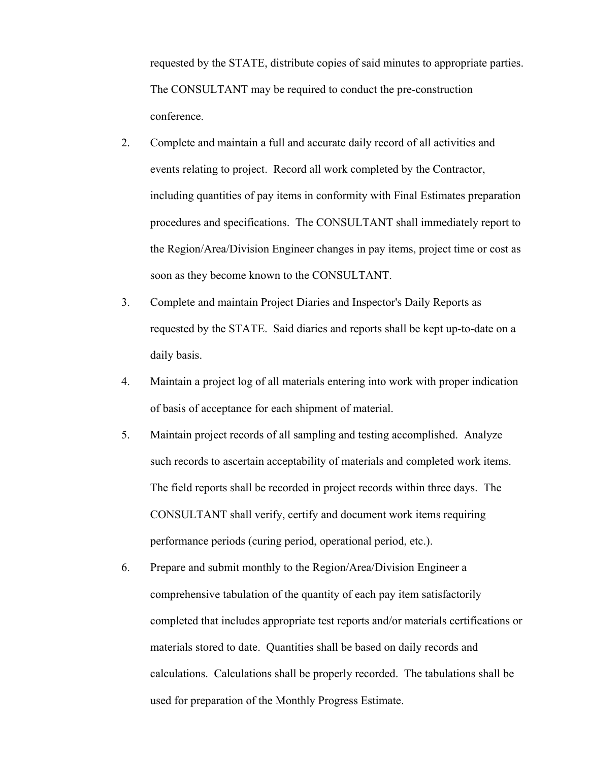requested by the STATE, distribute copies of said minutes to appropriate parties. The CONSULTANT may be required to conduct the pre-construction conference.

2. Complete and maintain a full and accurate daily record of all activities and events relating to project. Record all work completed by the Contractor, including quantities of pay items in conformity with Final Estimates preparation procedures and specifications. The CONSULTANT shall immediately report to the Region/Area/Division Engineer changes in pay items, project time or cost as soon as they become known to the CONSULTANT.

3. Complete and maintain Project Diaries and Inspector's Daily Reports as requested by the STATE. Said diaries and reports shall be kept up-to-date on a daily basis.

4. Maintain a project log of all materials entering into work with proper indication of basis of acceptance for each shipment of material.

5. Maintain project records of all sampling and testing accomplished. Analyze such records to ascertain acceptability of materials and completed work items. The field reports shall be recorded in project records within three days. The CONSULTANT shall verify, certify and document work items requiring performance periods (curing period, operational period, etc.).

6. Prepare and submit monthly to the Region/Area/Division Engineer a comprehensive tabulation of the quantity of each pay item satisfactorily completed that includes appropriate test reports and/or materials certifications or materials stored to date. Quantities shall be based on daily records and calculations. Calculations shall be properly recorded. The tabulations shall be used for preparation of the Monthly Progress Estimate.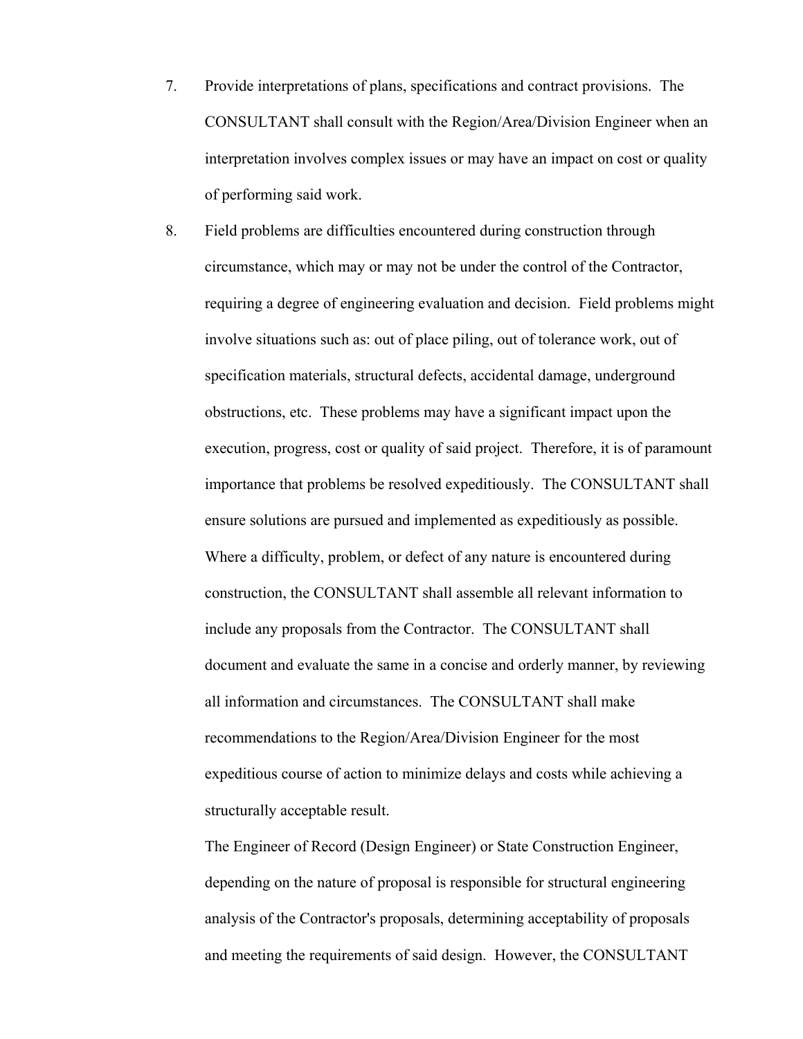7. Provide interpretations of plans, specifications and contract provisions. The CONSULTANT shall consult with the Region/Area/Division Engineer when an interpretation involves complex issues or may have an impact on cost or quality of performing said work.

8. Field problems are difficulties encountered during construction through circumstance, which may or may not be under the control of the Contractor, requiring a degree of engineering evaluation and decision. Field problems might involve situations such as: out of place piling, out of tolerance work, out of specification materials, structural defects, accidental damage, underground obstructions, etc. These problems may have a significant impact upon the execution, progress, cost or quality of said project. Therefore, it is of paramount importance that problems be resolved expeditiously. The CONSULTANT shall ensure solutions are pursued and implemented as expeditiously as possible. Where a difficulty, problem, or defect of any nature is encountered during construction, the CONSULTANT shall assemble all relevant information to include any proposals from the Contractor. The CONSULTANT shall document and evaluate the same in a concise and orderly manner, by reviewing all information and circumstances. The CONSULTANT shall make recommendations to the Region/Area/Division Engineer for the most expeditious course of action to minimize delays and costs while achieving a structurally acceptable result.

   The Engineer of Record (Design Engineer) or State Construction Engineer, depending on the nature of proposal is responsible for structural engineering analysis of the Contractor's proposals, determining acceptability of proposals and meeting the requirements of said design. However, the CONSULTANT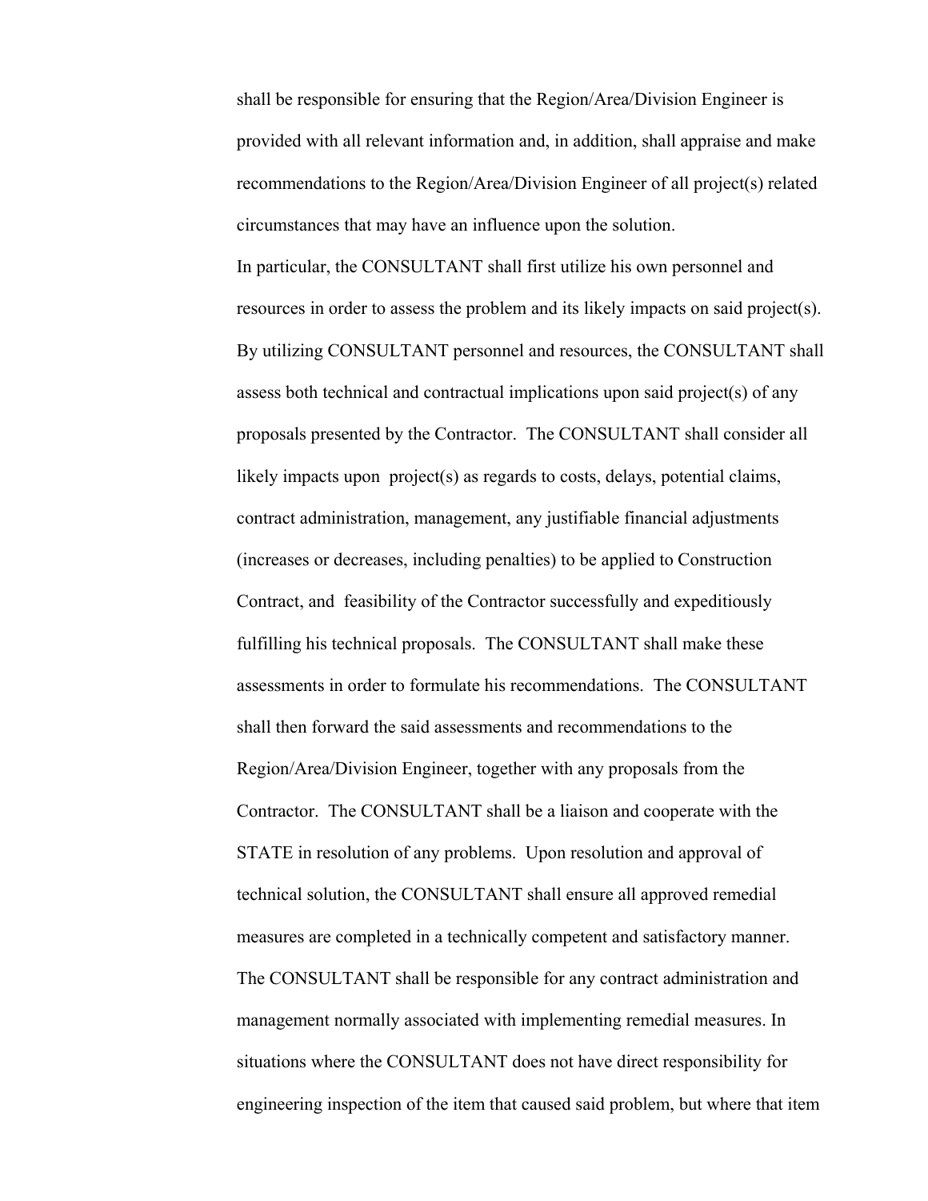shall be responsible for ensuring that the Region/Area/Division Engineer is provided with all relevant information and, in addition, shall appraise and make recommendations to the Region/Area/Division Engineer of all project(s) related circumstances that may have an influence upon the solution.

In particular, the CONSULTANT shall first utilize his own personnel and resources in order to assess the problem and its likely impacts on said project(s). By utilizing CONSULTANT personnel and resources, the CONSULTANT shall assess both technical and contractual implications upon said project(s) of any proposals presented by the Contractor. The CONSULTANT shall consider all likely impacts upon project(s) as regards to costs, delays, potential claims, contract administration, management, any justifiable financial adjustments (increases or decreases, including penalties) to be applied to Construction Contract, and feasibility of the Contractor successfully and expeditiously fulfilling his technical proposals. The CONSULTANT shall make these assessments in order to formulate his recommendations. The CONSULTANT shall then forward the said assessments and recommendations to the Region/Area/Division Engineer, together with any proposals from the Contractor. The CONSULTANT shall be a liaison and cooperate with the STATE in resolution of any problems. Upon resolution and approval of technical solution, the CONSULTANT shall ensure all approved remedial measures are completed in a technically competent and satisfactory manner. The CONSULTANT shall be responsible for any contract administration and management normally associated with implementing remedial measures. In situations where the CONSULTANT does not have direct responsibility for engineering inspection of the item that caused said problem, but where that item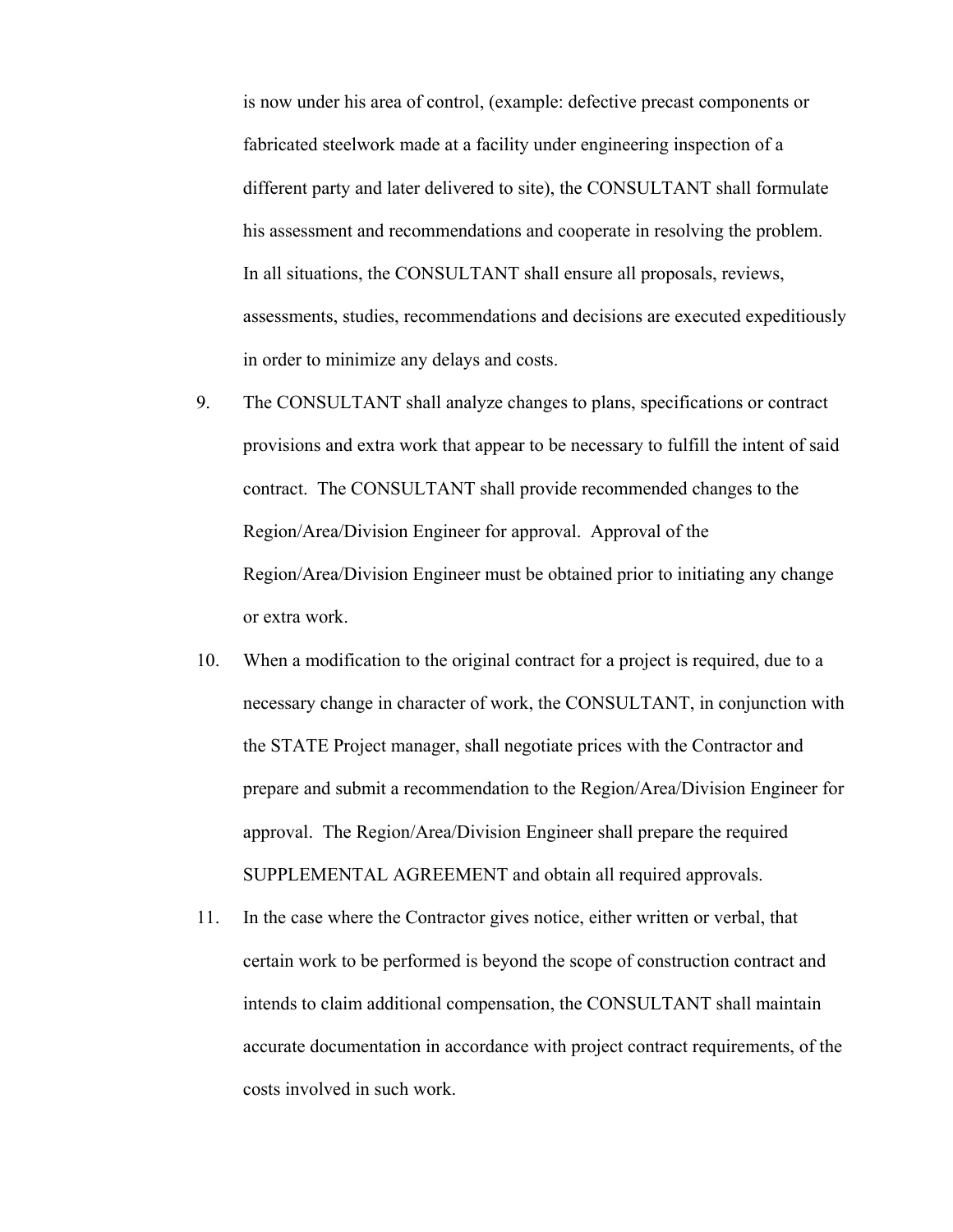is now under his area of control, (example: defective precast components or fabricated steelwork made at a facility under engineering inspection of a different party and later delivered to site), the CONSULTANT shall formulate his assessment and recommendations and cooperate in resolving the problem. In all situations, the CONSULTANT shall ensure all proposals, reviews, assessments, studies, recommendations and decisions are executed expeditiously in order to minimize any delays and costs.

9. The CONSULTANT shall analyze changes to plans, specifications or contract provisions and extra work that appear to be necessary to fulfill the intent of said contract. The CONSULTANT shall provide recommended changes to the Region/Area/Division Engineer for approval. Approval of the Region/Area/Division Engineer must be obtained prior to initiating any change or extra work.

10. When a modification to the original contract for a project is required, due to a necessary change in character of work, the CONSULTANT, in conjunction with the STATE Project manager, shall negotiate prices with the Contractor and prepare and submit a recommendation to the Region/Area/Division Engineer for approval. The Region/Area/Division Engineer shall prepare the required SUPPLEMENTAL AGREEMENT and obtain all required approvals.

11. In the case where the Contractor gives notice, either written or verbal, that certain work to be performed is beyond the scope of construction contract and intends to claim additional compensation, the CONSULTANT shall maintain accurate documentation in accordance with project contract requirements, of the costs involved in such work.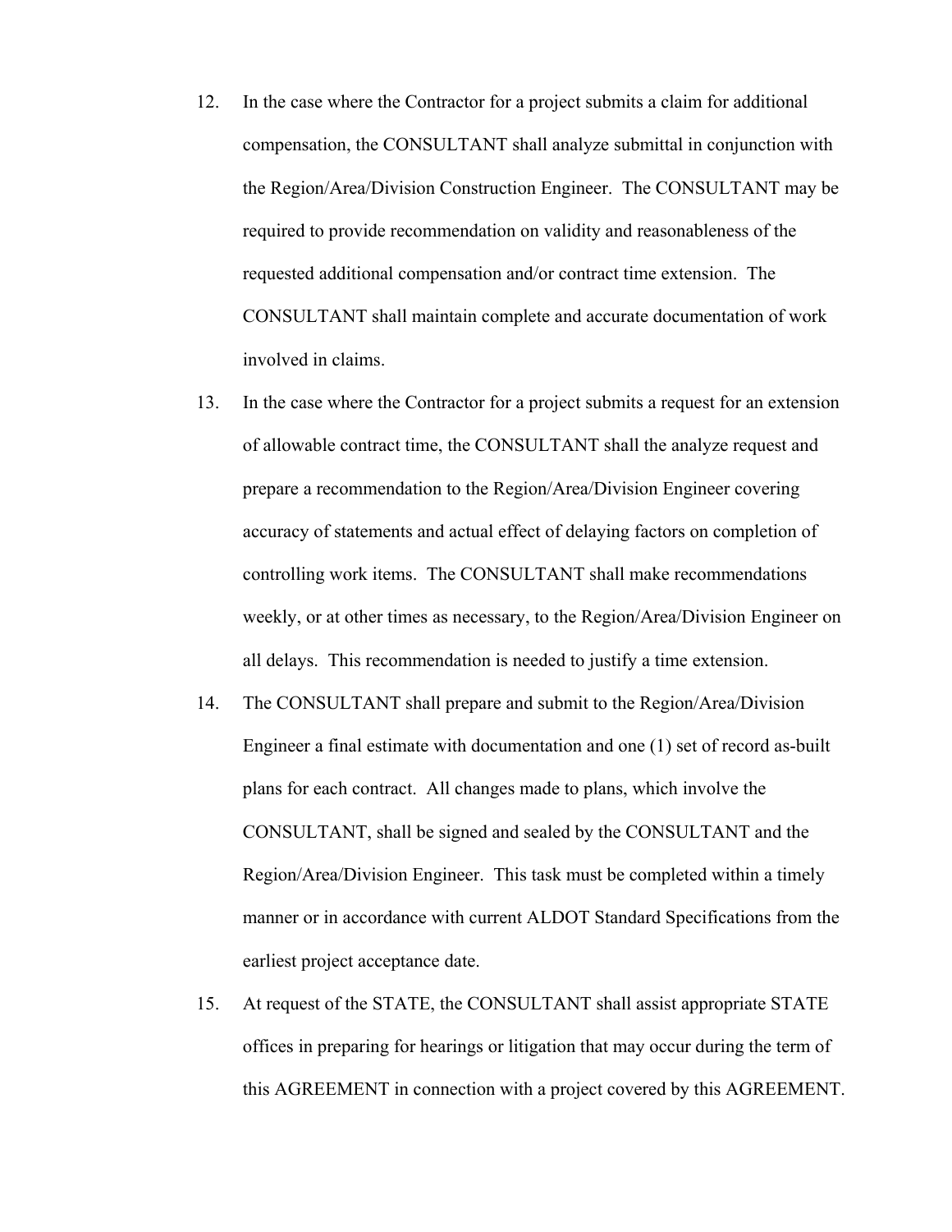12. In the case where the Contractor for a project submits a claim for additional compensation, the CONSULTANT shall analyze submittal in conjunction with the Region/Area/Division Construction Engineer. The CONSULTANT may be required to provide recommendation on validity and reasonableness of the requested additional compensation and/or contract time extension. The CONSULTANT shall maintain complete and accurate documentation of work involved in claims.

13. In the case where the Contractor for a project submits a request for an extension of allowable contract time, the CONSULTANT shall the analyze request and prepare a recommendation to the Region/Area/Division Engineer covering accuracy of statements and actual effect of delaying factors on completion of controlling work items. The CONSULTANT shall make recommendations weekly, or at other times as necessary, to the Region/Area/Division Engineer on all delays. This recommendation is needed to justify a time extension.

14. The CONSULTANT shall prepare and submit to the Region/Area/Division Engineer a final estimate with documentation and one (1) set of record as-built plans for each contract. All changes made to plans, which involve the CONSULTANT, shall be signed and sealed by the CONSULTANT and the Region/Area/Division Engineer. This task must be completed within a timely manner or in accordance with current ALDOT Standard Specifications from the earliest project acceptance date.

15. At request of the STATE, the CONSULTANT shall assist appropriate STATE offices in preparing for hearings or litigation that may occur during the term of this AGREEMENT in connection with a project covered by this AGREEMENT.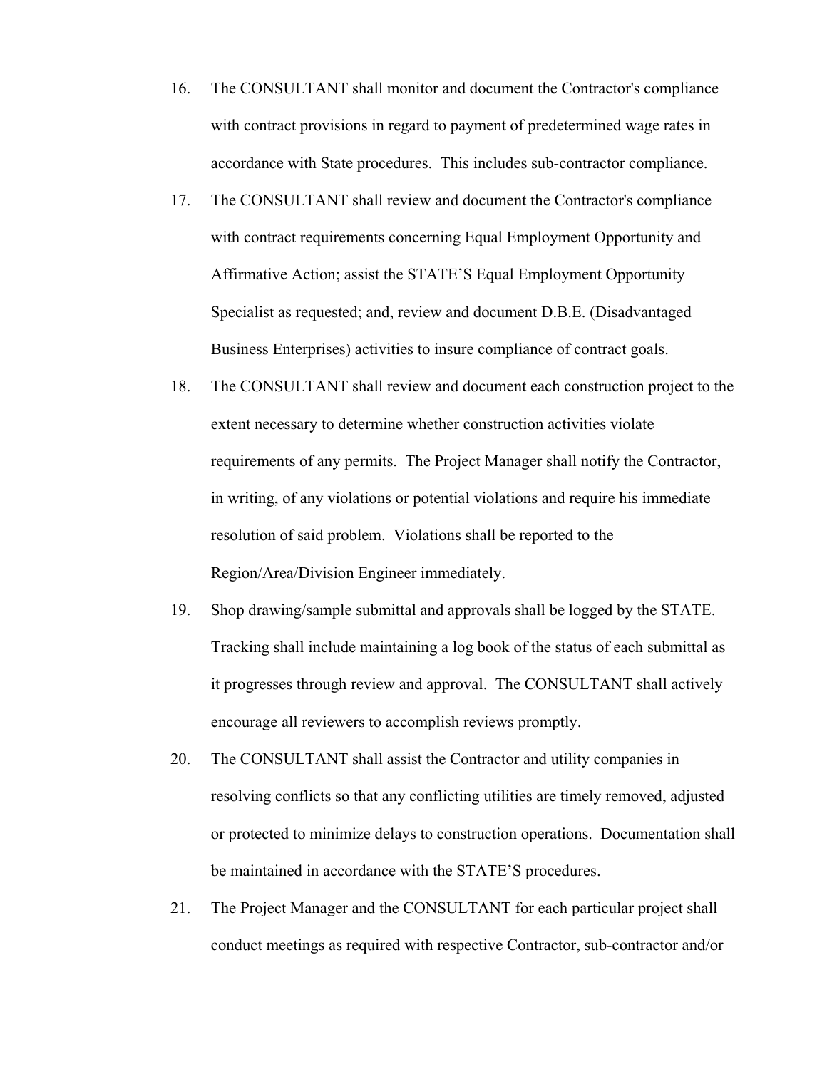16. The CONSULTANT shall monitor and document the Contractor's compliance with contract provisions in regard to payment of predetermined wage rates in accordance with State procedures. This includes sub-contractor compliance.

17. The CONSULTANT shall review and document the Contractor's compliance with contract requirements concerning Equal Employment Opportunity and Affirmative Action; assist the STATE'S Equal Employment Opportunity Specialist as requested; and, review and document D.B.E. (Disadvantaged Business Enterprises) activities to insure compliance of contract goals.

18. The CONSULTANT shall review and document each construction project to the extent necessary to determine whether construction activities violate requirements of any permits. The Project Manager shall notify the Contractor, in writing, of any violations or potential violations and require his immediate resolution of said problem. Violations shall be reported to the Region/Area/Division Engineer immediately.

19. Shop drawing/sample submittal and approvals shall be logged by the STATE. Tracking shall include maintaining a log book of the status of each submittal as it progresses through review and approval. The CONSULTANT shall actively encourage all reviewers to accomplish reviews promptly.

20. The CONSULTANT shall assist the Contractor and utility companies in resolving conflicts so that any conflicting utilities are timely removed, adjusted or protected to minimize delays to construction operations. Documentation shall be maintained in accordance with the STATE'S procedures.

21. The Project Manager and the CONSULTANT for each particular project shall conduct meetings as required with respective Contractor, sub-contractor and/or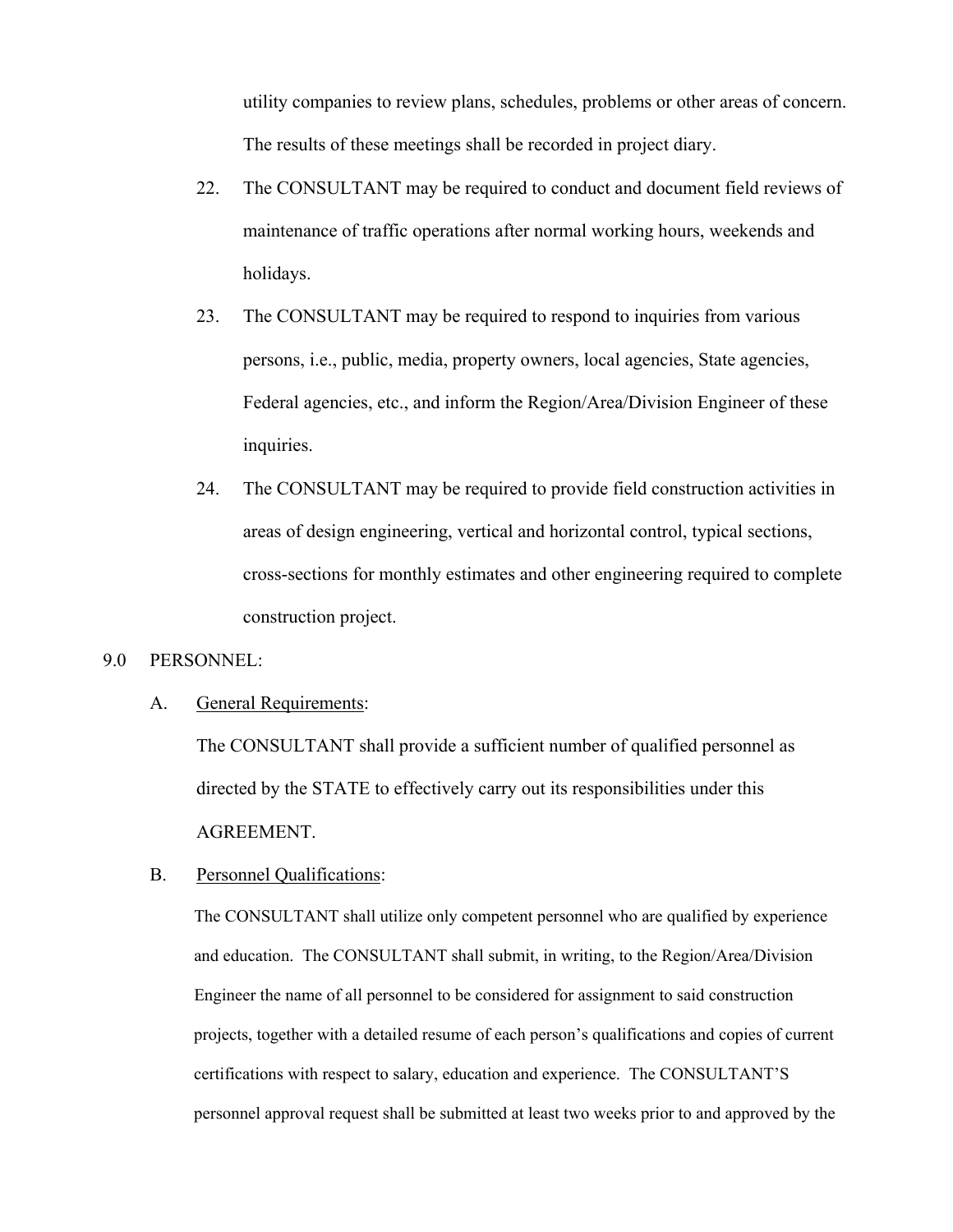utility companies to review plans, schedules, problems or other areas of concern. The results of these meetings shall be recorded in project diary.

22. The CONSULTANT may be required to conduct and document field reviews of maintenance of traffic operations after normal working hours, weekends and holidays.

23. The CONSULTANT may be required to respond to inquiries from various persons, i.e., public, media, property owners, local agencies, State agencies, Federal agencies, etc., and inform the Region/Area/Division Engineer of these inquiries.

24. The CONSULTANT may be required to provide field construction activities in areas of design engineering, vertical and horizontal control, typical sections, cross-sections for monthly estimates and other engineering required to complete construction project.

## 9.0 PERSONNEL:

A. <u>General Requirements</u>:

The CONSULTANT shall provide a sufficient number of qualified personnel as directed by the STATE to effectively carry out its responsibilities under this AGREEMENT.

B. <u>Personnel Qualifications</u>:

The CONSULTANT shall utilize only competent personnel who are qualified by experience and education. The CONSULTANT shall submit, in writing, to the Region/Area/Division Engineer the name of all personnel to be considered for assignment to said construction projects, together with a detailed resume of each person's qualifications and copies of current certifications with respect to salary, education and experience. The CONSULTANT'S personnel approval request shall be submitted at least two weeks prior to and approved by the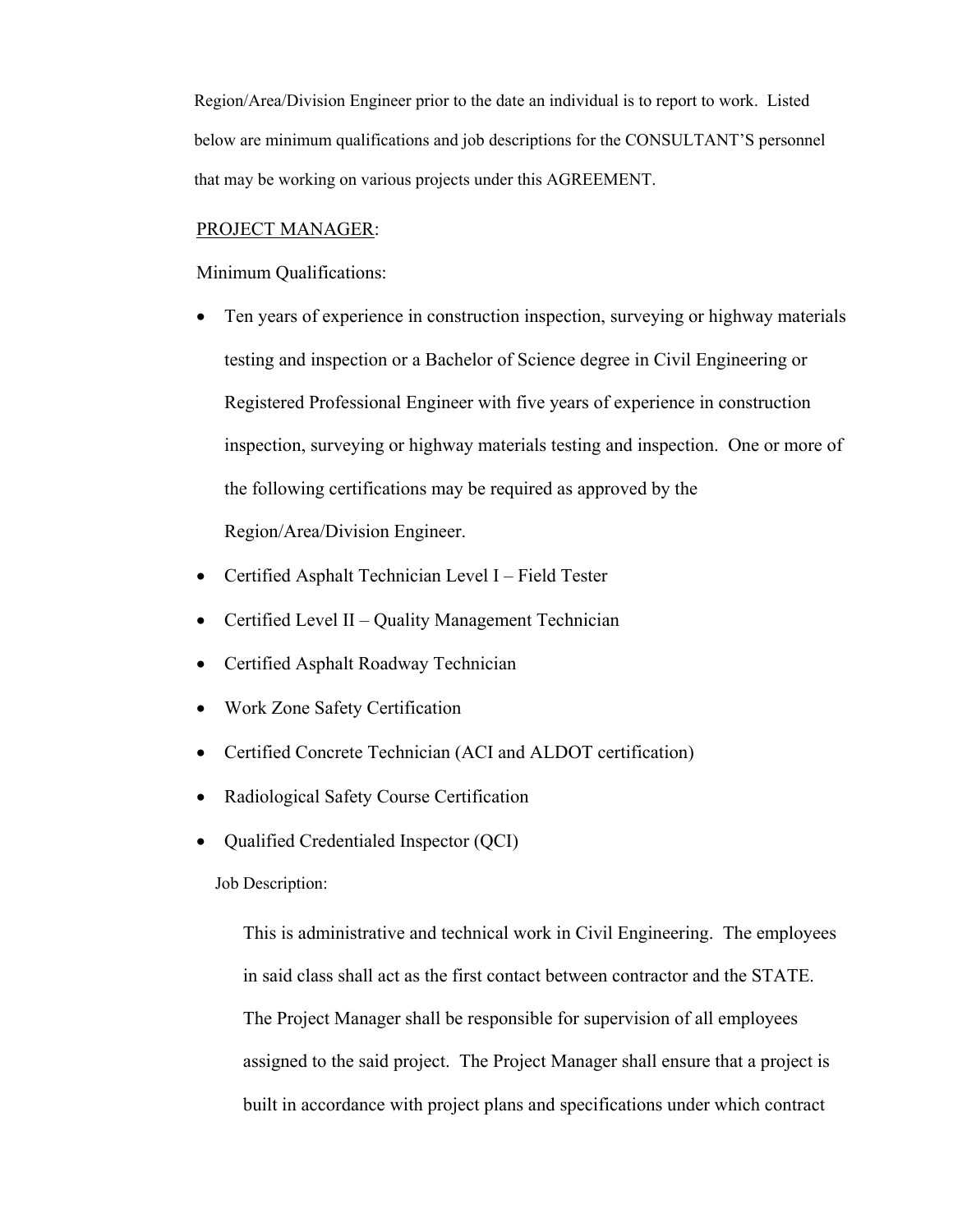Region/Area/Division Engineer prior to the date an individual is to report to work. Listed below are minimum qualifications and job descriptions for the CONSULTANT'S personnel that may be working on various projects under this AGREEMENT.

PROJECT MANAGER:

Minimum Qualifications:

- Ten years of experience in construction inspection, surveying or highway materials testing and inspection or a Bachelor of Science degree in Civil Engineering or Registered Professional Engineer with five years of experience in construction inspection, surveying or highway materials testing and inspection. One or more of the following certifications may be required as approved by the Region/Area/Division Engineer.
- Certified Asphalt Technician Level I – Field Tester
- Certified Level II – Quality Management Technician
- Certified Asphalt Roadway Technician
- Work Zone Safety Certification
- Certified Concrete Technician (ACI and ALDOT certification)
- Radiological Safety Course Certification
- Qualified Credentialed Inspector (QCI)

Job Description:

This is administrative and technical work in Civil Engineering. The employees in said class shall act as the first contact between contractor and the STATE. The Project Manager shall be responsible for supervision of all employees assigned to the said project. The Project Manager shall ensure that a project is built in accordance with project plans and specifications under which contract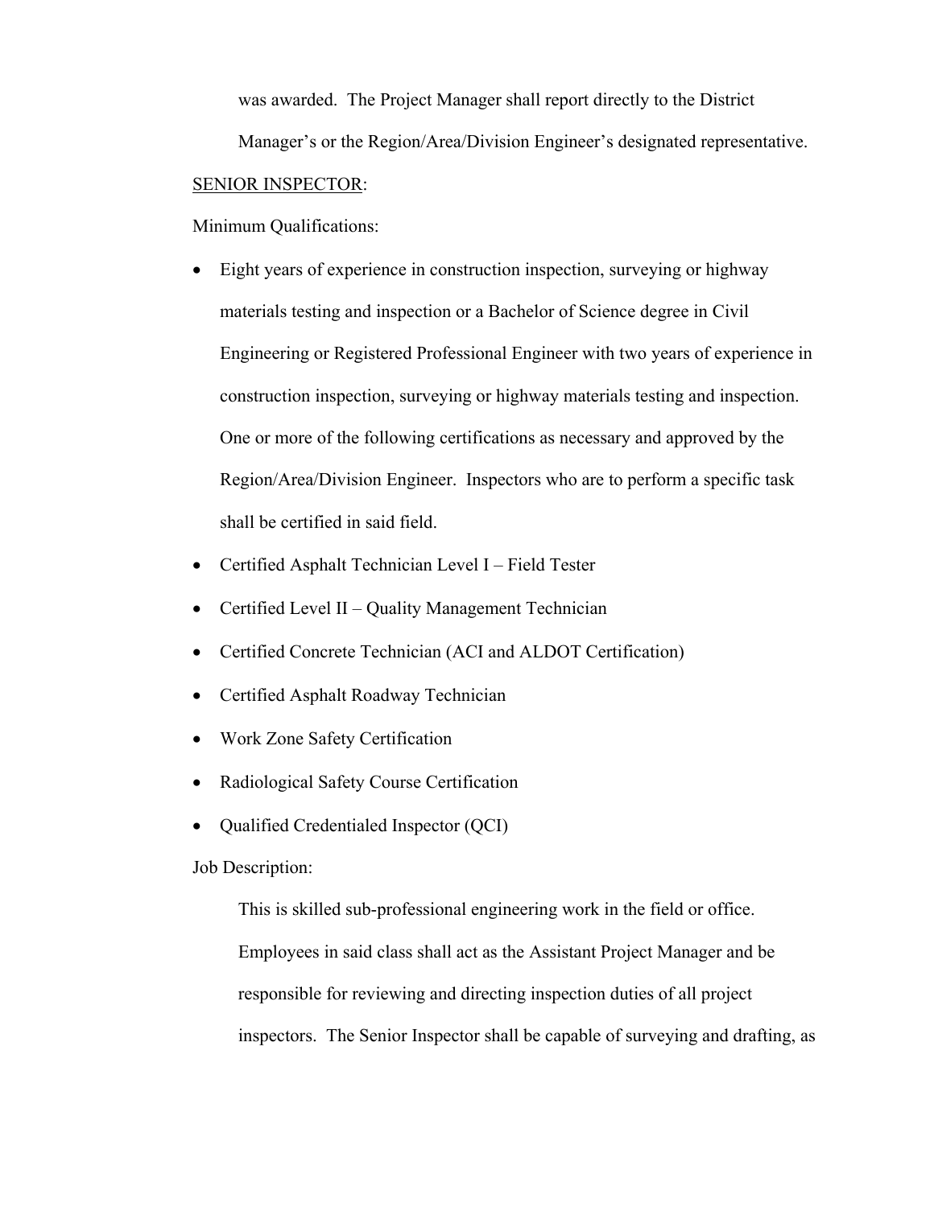was awarded. The Project Manager shall report directly to the District Manager's or the Region/Area/Division Engineer's designated representative.

<u>SENIOR INSPECTOR</u>:

Minimum Qualifications:

- Eight years of experience in construction inspection, surveying or highway materials testing and inspection or a Bachelor of Science degree in Civil Engineering or Registered Professional Engineer with two years of experience in construction inspection, surveying or highway materials testing and inspection. One or more of the following certifications as necessary and approved by the Region/Area/Division Engineer. Inspectors who are to perform a specific task shall be certified in said field.
- Certified Asphalt Technician Level I – Field Tester
- Certified Level II – Quality Management Technician
- Certified Concrete Technician (ACI and ALDOT Certification)
- Certified Asphalt Roadway Technician
- Work Zone Safety Certification
- Radiological Safety Course Certification
- Qualified Credentialed Inspector (QCI)

Job Description:

This is skilled sub-professional engineering work in the field or office. Employees in said class shall act as the Assistant Project Manager and be responsible for reviewing and directing inspection duties of all project inspectors. The Senior Inspector shall be capable of surveying and drafting, as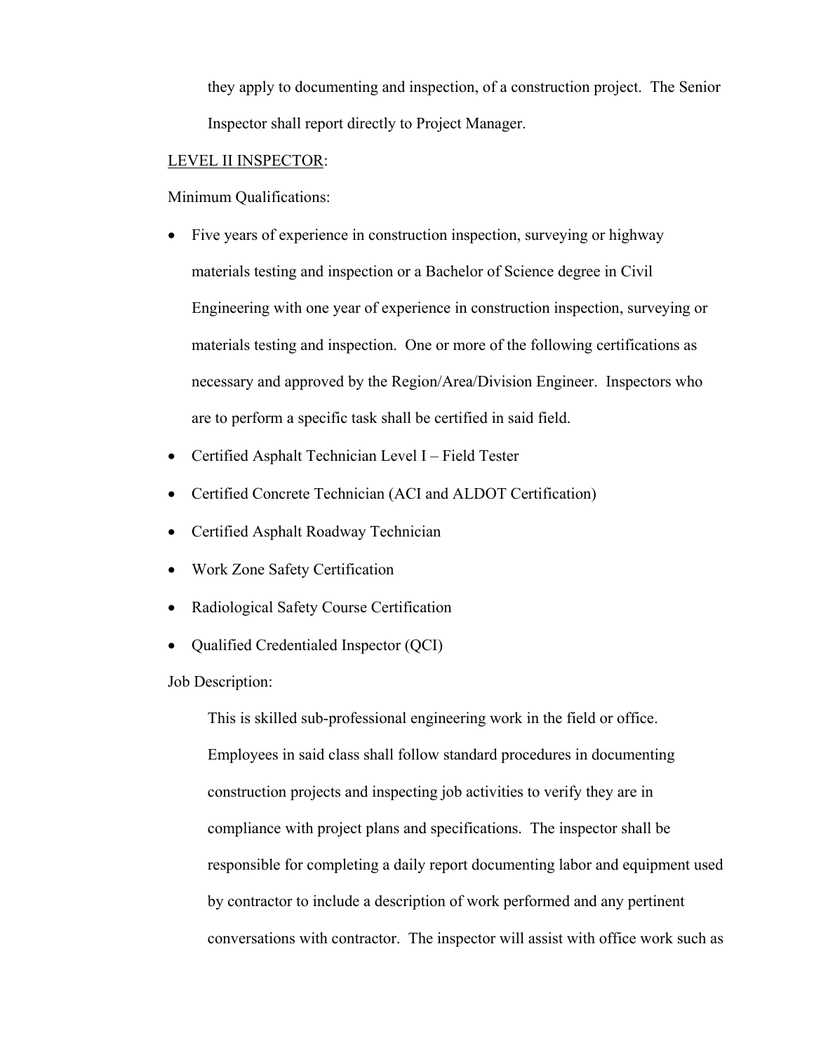they apply to documenting and inspection, of a construction project. The Senior Inspector shall report directly to Project Manager.

<u>LEVEL II INSPECTOR</u>:

Minimum Qualifications:

- Five years of experience in construction inspection, surveying or highway materials testing and inspection or a Bachelor of Science degree in Civil Engineering with one year of experience in construction inspection, surveying or materials testing and inspection. One or more of the following certifications as necessary and approved by the Region/Area/Division Engineer. Inspectors who are to perform a specific task shall be certified in said field.
- Certified Asphalt Technician Level I – Field Tester
- Certified Concrete Technician (ACI and ALDOT Certification)
- Certified Asphalt Roadway Technician
- Work Zone Safety Certification
- Radiological Safety Course Certification
- Qualified Credentialed Inspector (QCI)

Job Description:

This is skilled sub-professional engineering work in the field or office. Employees in said class shall follow standard procedures in documenting construction projects and inspecting job activities to verify they are in compliance with project plans and specifications. The inspector shall be responsible for completing a daily report documenting labor and equipment used by contractor to include a description of work performed and any pertinent conversations with contractor. The inspector will assist with office work such as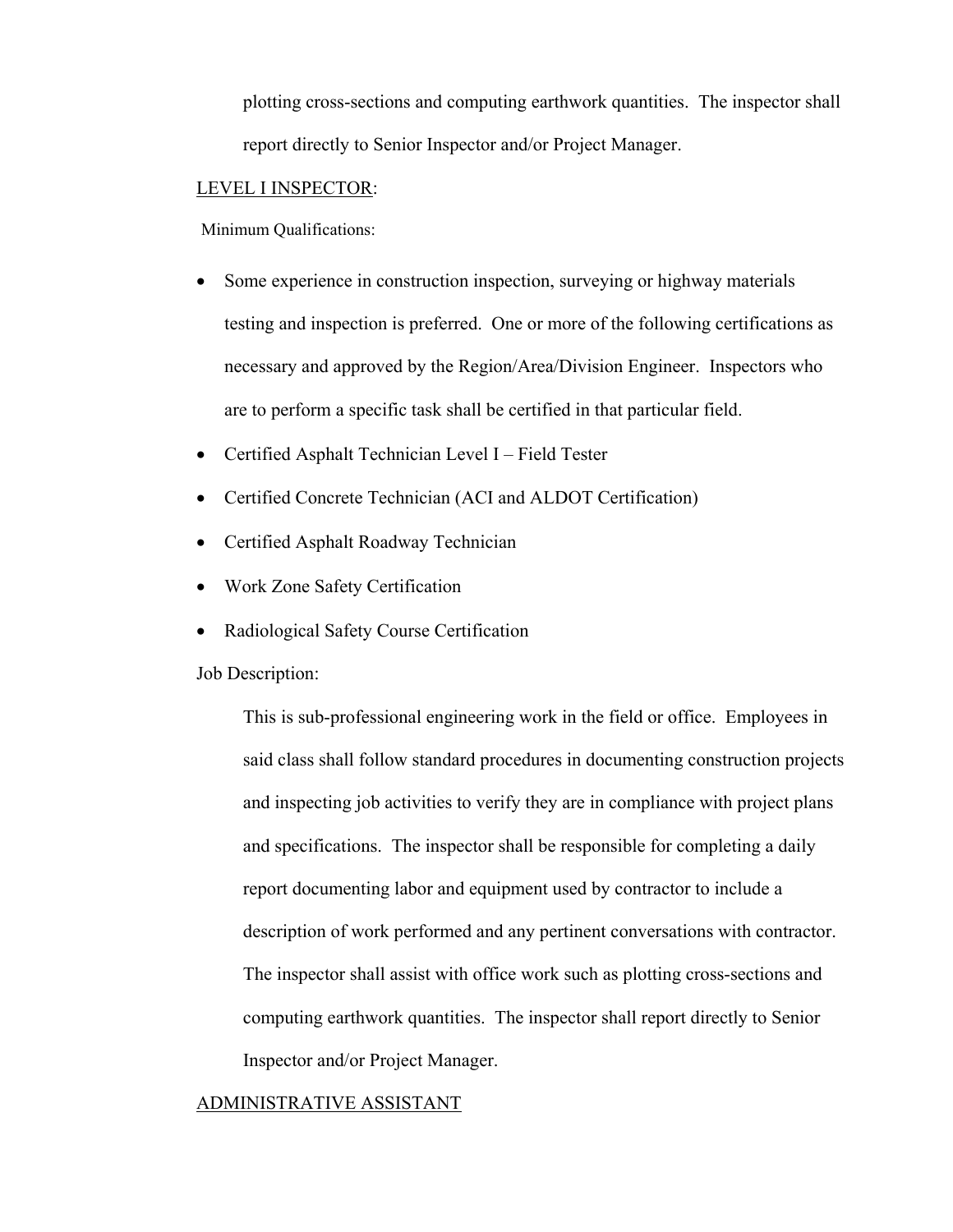plotting cross-sections and computing earthwork quantities. The inspector shall report directly to Senior Inspector and/or Project Manager.

<u>LEVEL I INSPECTOR</u>:

Minimum Qualifications:

- Some experience in construction inspection, surveying or highway materials testing and inspection is preferred. One or more of the following certifications as necessary and approved by the Region/Area/Division Engineer. Inspectors who are to perform a specific task shall be certified in that particular field.
- Certified Asphalt Technician Level I – Field Tester
- Certified Concrete Technician (ACI and ALDOT Certification)
- Certified Asphalt Roadway Technician
- Work Zone Safety Certification
- Radiological Safety Course Certification

Job Description:

This is sub-professional engineering work in the field or office. Employees in said class shall follow standard procedures in documenting construction projects and inspecting job activities to verify they are in compliance with project plans and specifications. The inspector shall be responsible for completing a daily report documenting labor and equipment used by contractor to include a description of work performed and any pertinent conversations with contractor. The inspector shall assist with office work such as plotting cross-sections and computing earthwork quantities. The inspector shall report directly to Senior Inspector and/or Project Manager.

<u>ADMINISTRATIVE ASSISTANT</u>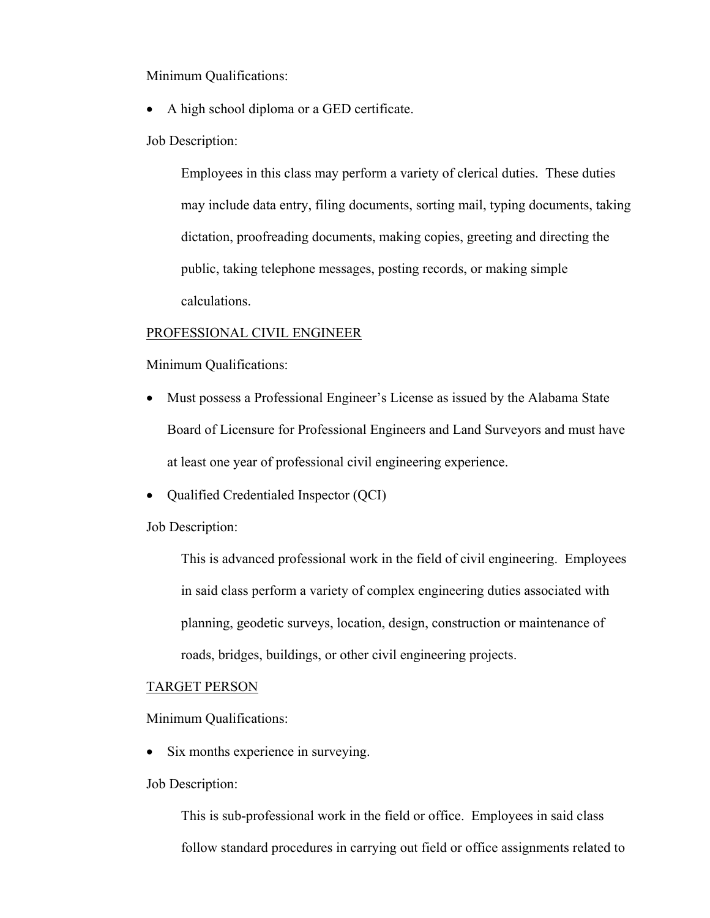Minimum Qualifications:

- A high school diploma or a GED certificate.

Job Description:

> Employees in this class may perform a variety of clerical duties. These duties may include data entry, filing documents, sorting mail, typing documents, taking dictation, proofreading documents, making copies, greeting and directing the public, taking telephone messages, posting records, or making simple calculations.

<u>PROFESSIONAL CIVIL ENGINEER</u>

Minimum Qualifications:

- Must possess a Professional Engineer's License as issued by the Alabama State Board of Licensure for Professional Engineers and Land Surveyors and must have at least one year of professional civil engineering experience.
- Qualified Credentialed Inspector (QCI)

Job Description:

> This is advanced professional work in the field of civil engineering. Employees in said class perform a variety of complex engineering duties associated with planning, geodetic surveys, location, design, construction or maintenance of roads, bridges, buildings, or other civil engineering projects.

<u>TARGET PERSON</u>

Minimum Qualifications:

- Six months experience in surveying.

Job Description:

> This is sub-professional work in the field or office. Employees in said class follow standard procedures in carrying out field or office assignments related to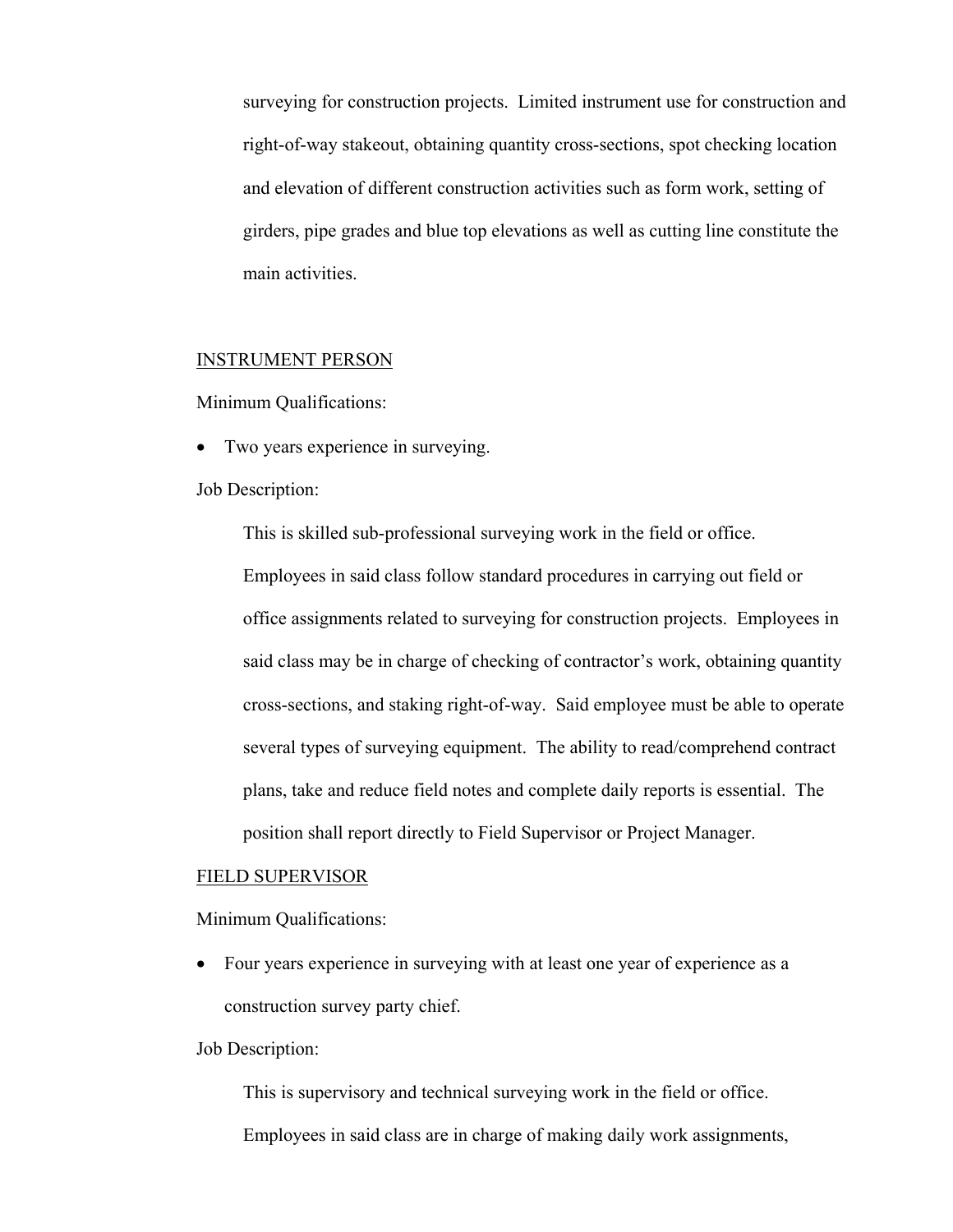surveying for construction projects. Limited instrument use for construction and right-of-way stakeout, obtaining quantity cross-sections, spot checking location and elevation of different construction activities such as form work, setting of girders, pipe grades and blue top elevations as well as cutting line constitute the main activities.

INSTRUMENT PERSON

Minimum Qualifications:

- Two years experience in surveying.

Job Description:

This is skilled sub-professional surveying work in the field or office. Employees in said class follow standard procedures in carrying out field or office assignments related to surveying for construction projects. Employees in said class may be in charge of checking of contractor's work, obtaining quantity cross-sections, and staking right-of-way. Said employee must be able to operate several types of surveying equipment. The ability to read/comprehend contract plans, take and reduce field notes and complete daily reports is essential. The position shall report directly to Field Supervisor or Project Manager.

FIELD SUPERVISOR

Minimum Qualifications:

- Four years experience in surveying with at least one year of experience as a construction survey party chief.

Job Description:

This is supervisory and technical surveying work in the field or office. Employees in said class are in charge of making daily work assignments,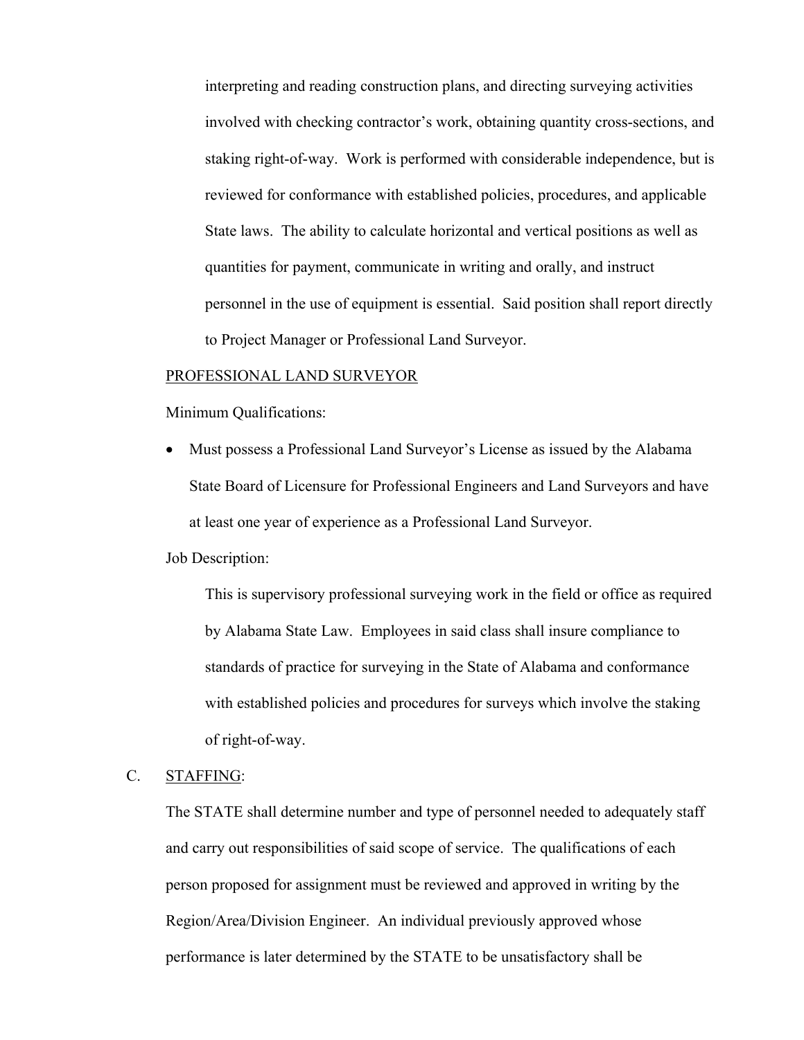interpreting and reading construction plans, and directing surveying activities involved with checking contractor's work, obtaining quantity cross-sections, and staking right-of-way. Work is performed with considerable independence, but is reviewed for conformance with established policies, procedures, and applicable State laws. The ability to calculate horizontal and vertical positions as well as quantities for payment, communicate in writing and orally, and instruct personnel in the use of equipment is essential. Said position shall report directly to Project Manager or Professional Land Surveyor.

PROFESSIONAL LAND SURVEYOR

Minimum Qualifications:

- Must possess a Professional Land Surveyor's License as issued by the Alabama State Board of Licensure for Professional Engineers and Land Surveyors and have at least one year of experience as a Professional Land Surveyor.

Job Description:

This is supervisory professional surveying work in the field or office as required by Alabama State Law. Employees in said class shall insure compliance to standards of practice for surveying in the State of Alabama and conformance with established policies and procedures for surveys which involve the staking of right-of-way.

C. STAFFING:

The STATE shall determine number and type of personnel needed to adequately staff and carry out responsibilities of said scope of service. The qualifications of each person proposed for assignment must be reviewed and approved in writing by the Region/Area/Division Engineer. An individual previously approved whose performance is later determined by the STATE to be unsatisfactory shall be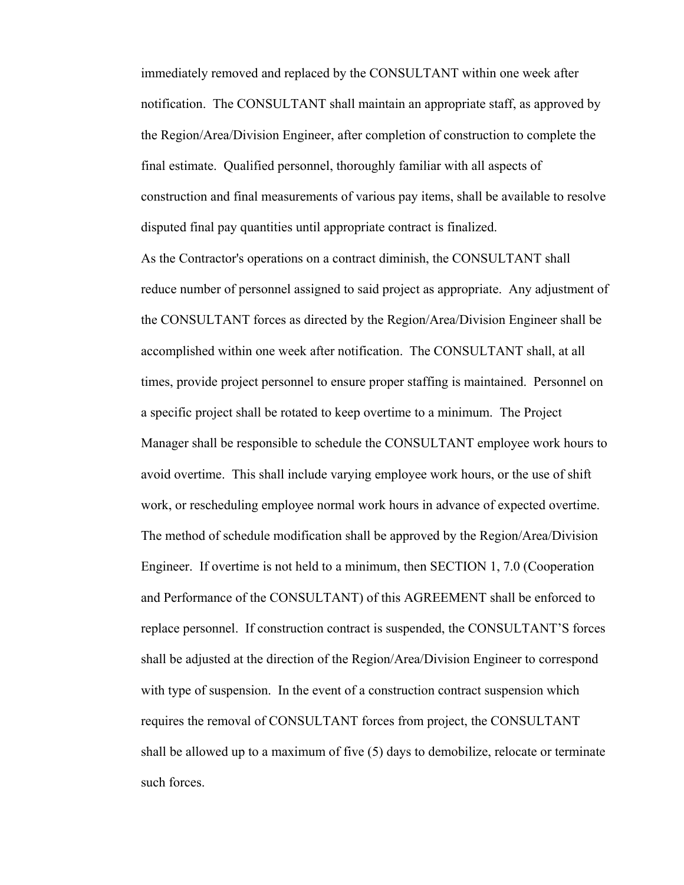immediately removed and replaced by the CONSULTANT within one week after notification. The CONSULTANT shall maintain an appropriate staff, as approved by the Region/Area/Division Engineer, after completion of construction to complete the final estimate. Qualified personnel, thoroughly familiar with all aspects of construction and final measurements of various pay items, shall be available to resolve disputed final pay quantities until appropriate contract is finalized.

As the Contractor's operations on a contract diminish, the CONSULTANT shall reduce number of personnel assigned to said project as appropriate. Any adjustment of the CONSULTANT forces as directed by the Region/Area/Division Engineer shall be accomplished within one week after notification. The CONSULTANT shall, at all times, provide project personnel to ensure proper staffing is maintained. Personnel on a specific project shall be rotated to keep overtime to a minimum. The Project Manager shall be responsible to schedule the CONSULTANT employee work hours to avoid overtime. This shall include varying employee work hours, or the use of shift work, or rescheduling employee normal work hours in advance of expected overtime. The method of schedule modification shall be approved by the Region/Area/Division Engineer. If overtime is not held to a minimum, then SECTION 1, 7.0 (Cooperation and Performance of the CONSULTANT) of this AGREEMENT shall be enforced to replace personnel. If construction contract is suspended, the CONSULTANT'S forces shall be adjusted at the direction of the Region/Area/Division Engineer to correspond with type of suspension. In the event of a construction contract suspension which requires the removal of CONSULTANT forces from project, the CONSULTANT shall be allowed up to a maximum of five (5) days to demobilize, relocate or terminate such forces.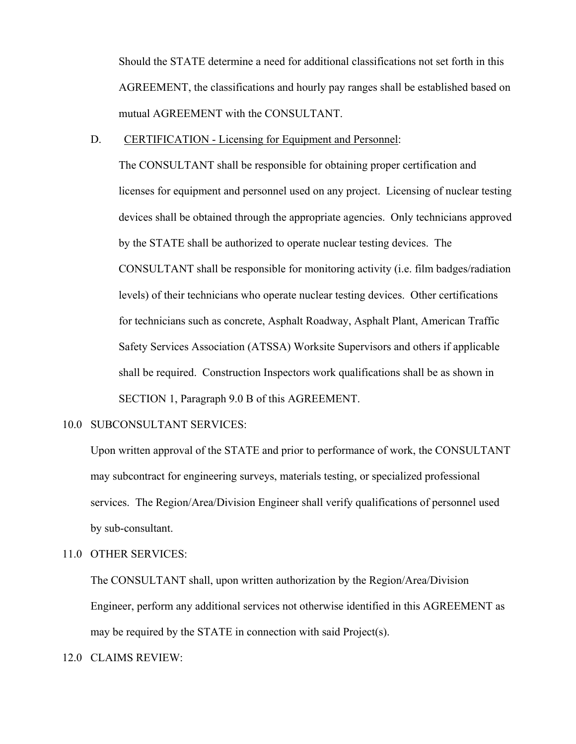Should the STATE determine a need for additional classifications not set forth in this AGREEMENT, the classifications and hourly pay ranges shall be established based on mutual AGREEMENT with the CONSULTANT.

D. CERTIFICATION - Licensing for Equipment and Personnel:

The CONSULTANT shall be responsible for obtaining proper certification and licenses for equipment and personnel used on any project. Licensing of nuclear testing devices shall be obtained through the appropriate agencies. Only technicians approved by the STATE shall be authorized to operate nuclear testing devices. The CONSULTANT shall be responsible for monitoring activity (i.e. film badges/radiation levels) of their technicians who operate nuclear testing devices. Other certifications for technicians such as concrete, Asphalt Roadway, Asphalt Plant, American Traffic Safety Services Association (ATSSA) Worksite Supervisors and others if applicable shall be required. Construction Inspectors work qualifications shall be as shown in SECTION 1, Paragraph 9.0 B of this AGREEMENT.

10.0 SUBCONSULTANT SERVICES:

Upon written approval of the STATE and prior to performance of work, the CONSULTANT may subcontract for engineering surveys, materials testing, or specialized professional services. The Region/Area/Division Engineer shall verify qualifications of personnel used by sub-consultant.

11.0 OTHER SERVICES:

The CONSULTANT shall, upon written authorization by the Region/Area/Division Engineer, perform any additional services not otherwise identified in this AGREEMENT as may be required by the STATE in connection with said Project(s).

12.0 CLAIMS REVIEW: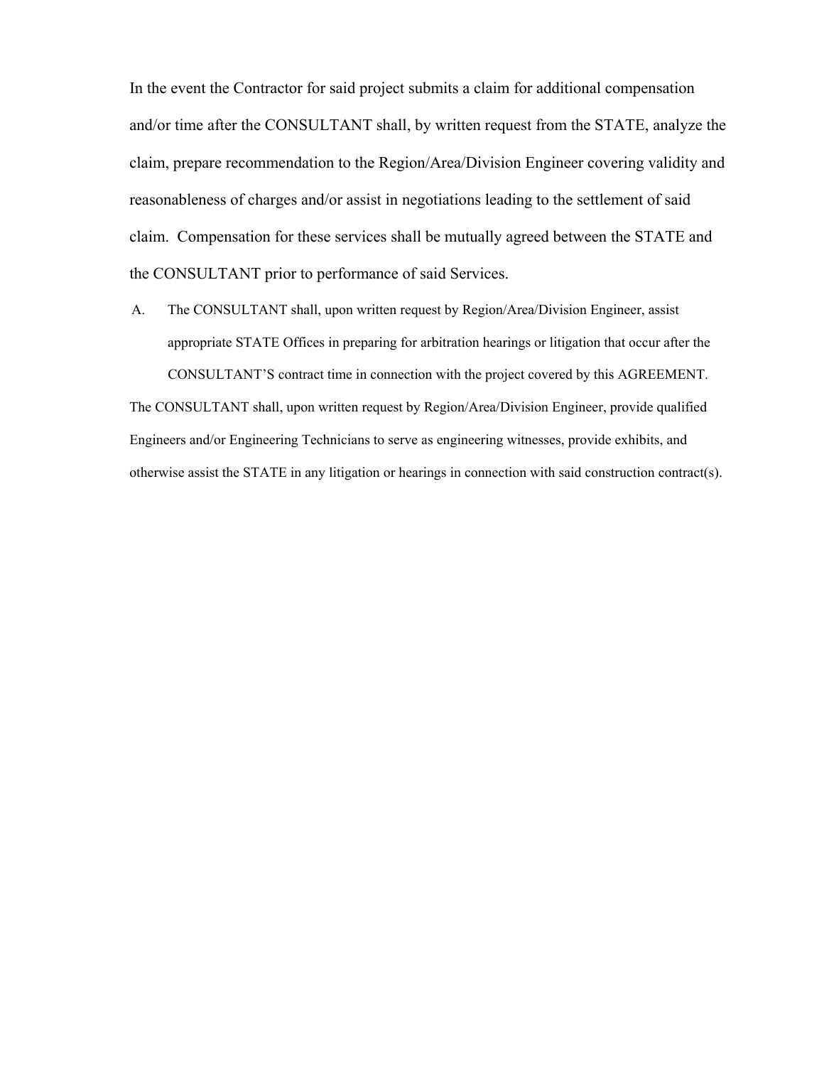In the event the Contractor for said project submits a claim for additional compensation and/or time after the CONSULTANT shall, by written request from the STATE, analyze the claim, prepare recommendation to the Region/Area/Division Engineer covering validity and reasonableness of charges and/or assist in negotiations leading to the settlement of said claim. Compensation for these services shall be mutually agreed between the STATE and the CONSULTANT prior to performance of said Services.

A. The CONSULTANT shall, upon written request by Region/Area/Division Engineer, assist appropriate STATE Offices in preparing for arbitration hearings or litigation that occur after the CONSULTANT'S contract time in connection with the project covered by this AGREEMENT.

The CONSULTANT shall, upon written request by Region/Area/Division Engineer, provide qualified Engineers and/or Engineering Technicians to serve as engineering witnesses, provide exhibits, and otherwise assist the STATE in any litigation or hearings in connection with said construction contract(s).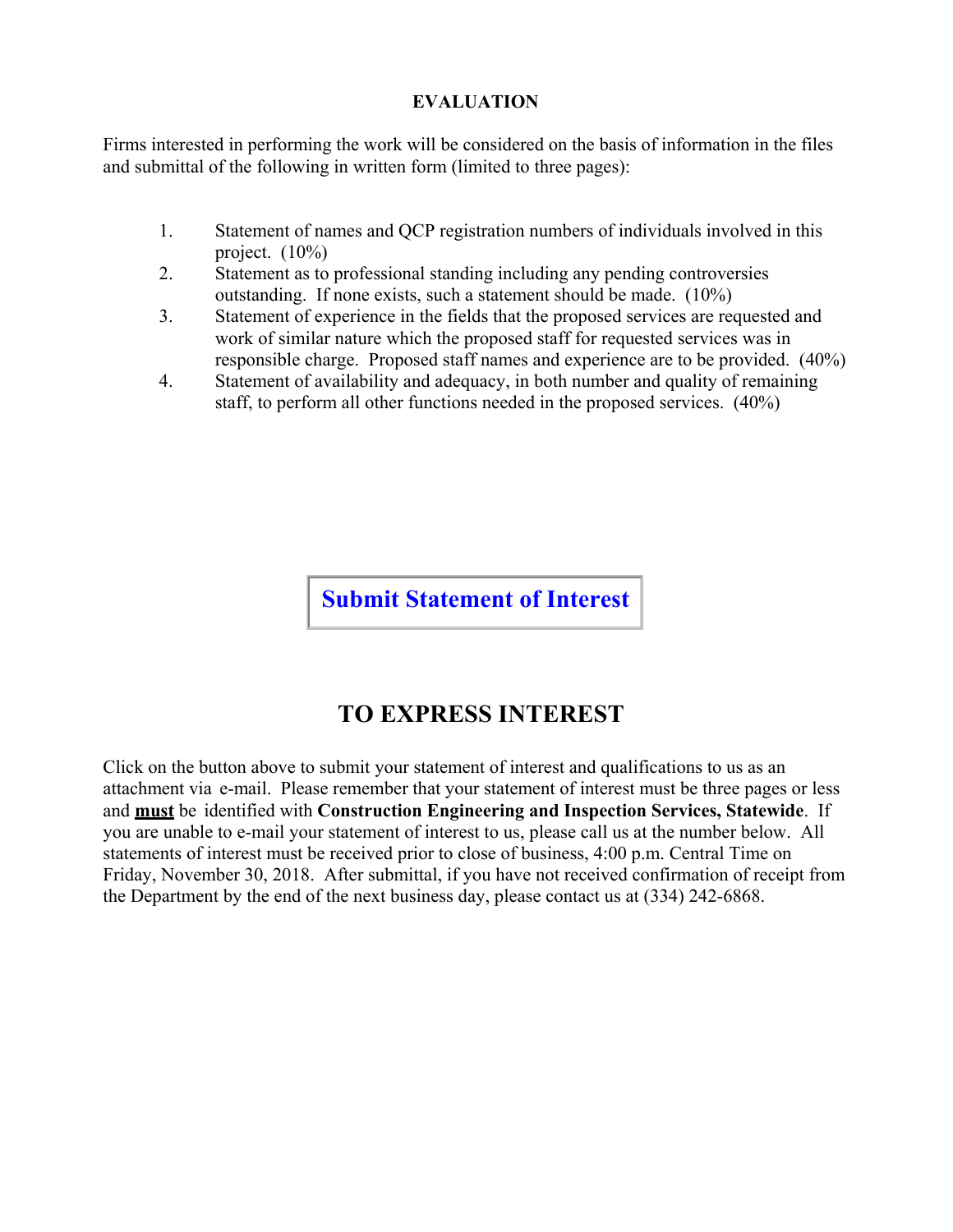## EVALUATION

Firms interested in performing the work will be considered on the basis of information in the files and submittal of the following in written form (limited to three pages):

1. Statement of names and QCP registration numbers of individuals involved in this project. (10%)
2. Statement as to professional standing including any pending controversies outstanding. If none exists, such a statement should be made. (10%)
3. Statement of experience in the fields that the proposed services are requested and work of similar nature which the proposed staff for requested services was in responsible charge. Proposed staff names and experience are to be provided. (40%)
4. Statement of availability and adequacy, in both number and quality of remaining staff, to perform all other functions needed in the proposed services. (40%)

**Submit Statement of Interest**

# TO EXPRESS INTEREST

Click on the button above to submit your statement of interest and qualifications to us as an attachment via e-mail. Please remember that your statement of interest must be three pages or less and **must** be identified with **Construction Engineering and Inspection Services, Statewide**. If you are unable to e-mail your statement of interest to us, please call us at the number below. All statements of interest must be received prior to close of business, 4:00 p.m. Central Time on Friday, November 30, 2018. After submittal, if you have not received confirmation of receipt from the Department by the end of the next business day, please contact us at (334) 242-6868.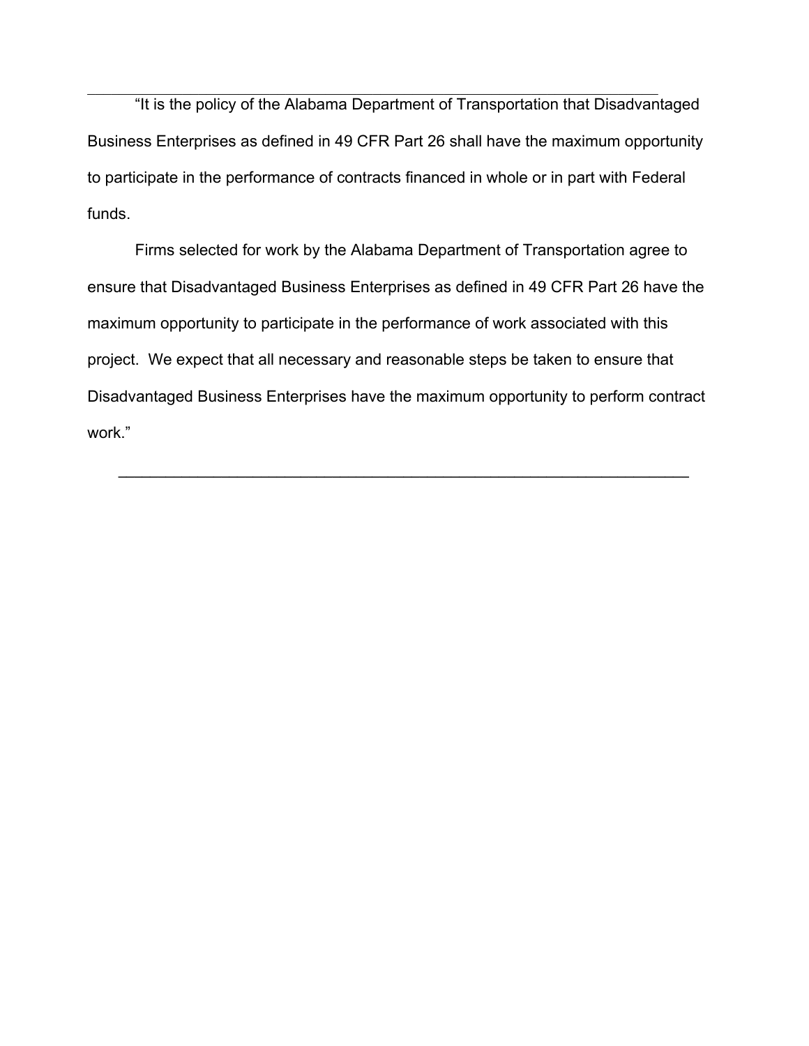---

"It is the policy of the Alabama Department of Transportation that Disadvantaged Business Enterprises as defined in 49 CFR Part 26 shall have the maximum opportunity to participate in the performance of contracts financed in whole or in part with Federal funds.

Firms selected for work by the Alabama Department of Transportation agree to ensure that Disadvantaged Business Enterprises as defined in 49 CFR Part 26 have the maximum opportunity to participate in the performance of work associated with this project. We expect that all necessary and reasonable steps be taken to ensure that Disadvantaged Business Enterprises have the maximum opportunity to perform contract work."

---